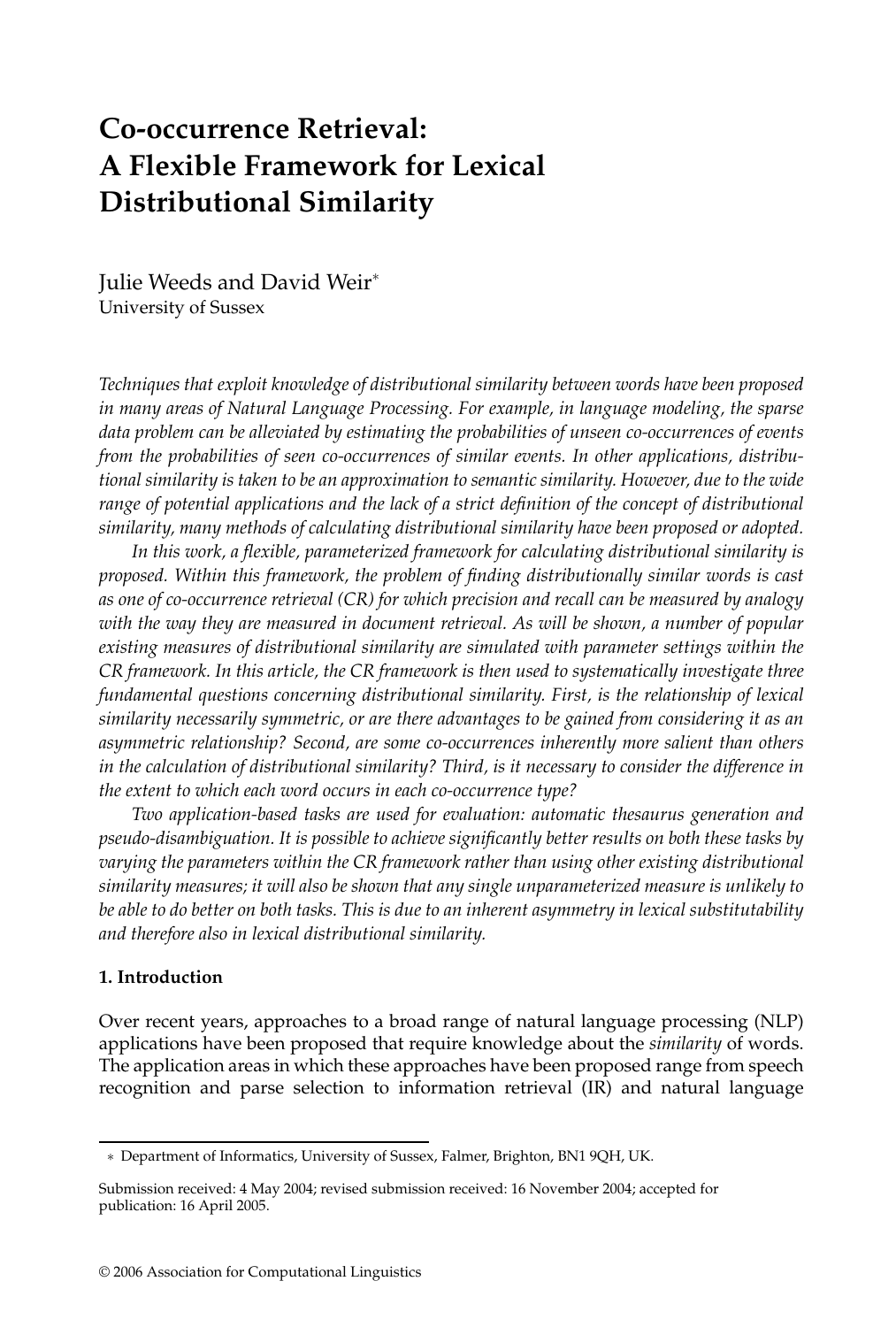# Co-occurrence Retrieval: A Flexible Framework for Lexical Distributional Similarity

Julie Weeds and David Weir*
University of Sussex

*Techniques that exploit knowledge of distributional similarity between words have been proposed in many areas of Natural Language Processing. For example, in language modeling, the sparse data problem can be alleviated by estimating the probabilities of unseen co-occurrences of events from the probabilities of seen co-occurrences of similar events. In other applications, distributional similarity is taken to be an approximation to semantic similarity. However, due to the wide range of potential applications and the lack of a strict definition of the concept of distributional similarity, many methods of calculating distributional similarity have been proposed or adopted.*

*In this work, a flexible, parameterized framework for calculating distributional similarity is proposed. Within this framework, the problem of finding distributionally similar words is cast as one of co-occurrence retrieval (CR) for which precision and recall can be measured by analogy with the way they are measured in document retrieval. As will be shown, a number of popular existing measures of distributional similarity are simulated with parameter settings within the CR framework. In this article, the CR framework is then used to systematically investigate three fundamental questions concerning distributional similarity. First, is the relationship of lexical similarity necessarily symmetric, or are there advantages to be gained from considering it as an asymmetric relationship? Second, are some co-occurrences inherently more salient than others in the calculation of distributional similarity? Third, is it necessary to consider the difference in the extent to which each word occurs in each co-occurrence type?*

*Two application-based tasks are used for evaluation: automatic thesaurus generation and pseudo-disambiguation. It is possible to achieve significantly better results on both these tasks by varying the parameters within the CR framework rather than using other existing distributional similarity measures; it will also be shown that any single unparameterized measure is unlikely to be able to do better on both tasks. This is due to an inherent asymmetry in lexical substitutability and therefore also in lexical distributional similarity.*

## 1. Introduction

Over recent years, approaches to a broad range of natural language processing (NLP) applications have been proposed that require knowledge about the *similarity* of words. The application areas in which these approaches have been proposed range from speech recognition and parse selection to information retrieval (IR) and natural language

---

\* Department of Informatics, University of Sussex, Falmer, Brighton, BN1 9QH, UK.

Submission received: 4 May 2004; revised submission received: 16 November 2004; accepted for publication: 16 April 2005.

© 2006 Association for Computational Linguistics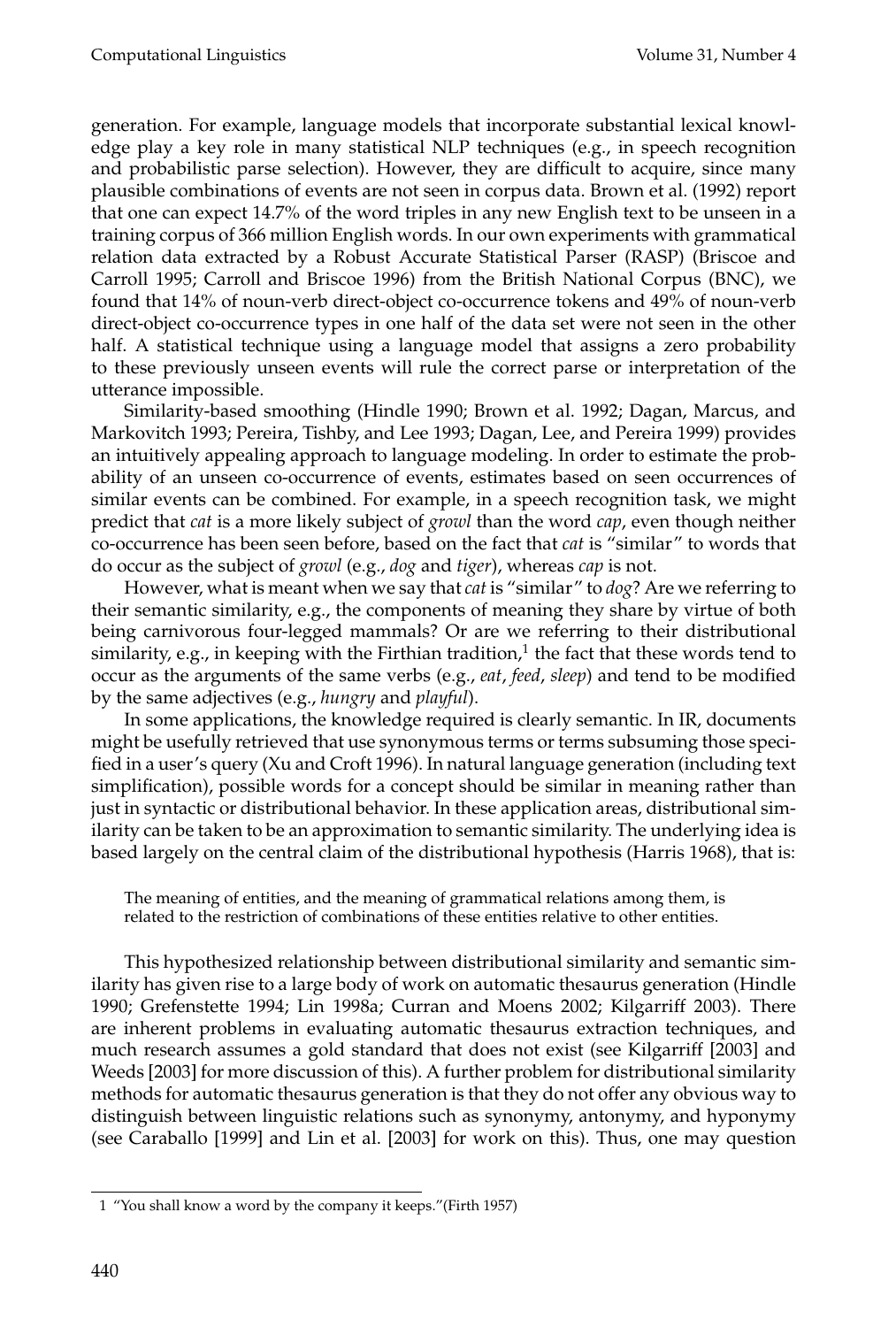generation. For example, language models that incorporate substantial lexical knowledge play a key role in many statistical NLP techniques (e.g., in speech recognition and probabilistic parse selection). However, they are difficult to acquire, since many plausible combinations of events are not seen in corpus data. Brown et al. (1992) report that one can expect 14.7% of the word triples in any new English text to be unseen in a training corpus of 366 million English words. In our own experiments with grammatical relation data extracted by a Robust Accurate Statistical Parser (RASP) (Briscoe and Carroll 1995; Carroll and Briscoe 1996) from the British National Corpus (BNC), we found that 14% of noun-verb direct-object co-occurrence tokens and 49% of noun-verb direct-object co-occurrence types in one half of the data set were not seen in the other half. A statistical technique using a language model that assigns a zero probability to these previously unseen events will rule the correct parse or interpretation of the utterance impossible.

Similarity-based smoothing (Hindle 1990; Brown et al. 1992; Dagan, Marcus, and Markovitch 1993; Pereira, Tishby, and Lee 1993; Dagan, Lee, and Pereira 1999) provides an intuitively appealing approach to language modeling. In order to estimate the probability of an unseen co-occurrence of events, estimates based on seen occurrences of similar events can be combined. For example, in a speech recognition task, we might predict that *cat* is a more likely subject of *growl* than the word *cap*, even though neither co-occurrence has been seen before, based on the fact that *cat* is "similar" to words that do occur as the subject of *growl* (e.g., *dog* and *tiger*), whereas *cap* is not.

However, what is meant when we say that *cat* is "similar" to *dog*? Are we referring to their semantic similarity, e.g., the components of meaning they share by virtue of both being carnivorous four-legged mammals? Or are we referring to their distributional similarity, e.g., in keeping with the Firthian tradition,[1] the fact that these words tend to occur as the arguments of the same verbs (e.g., *eat*, *feed*, *sleep*) and tend to be modified by the same adjectives (e.g., *hungry* and *playful*).

In some applications, the knowledge required is clearly semantic. In IR, documents might be usefully retrieved that use synonymous terms or terms subsuming those specified in a user's query (Xu and Croft 1996). In natural language generation (including text simplification), possible words for a concept should be similar in meaning rather than just in syntactic or distributional behavior. In these application areas, distributional similarity can be taken to be an approximation to semantic similarity. The underlying idea is based largely on the central claim of the distributional hypothesis (Harris 1968), that is:

> The meaning of entities, and the meaning of grammatical relations among them, is related to the restriction of combinations of these entities relative to other entities.

This hypothesized relationship between distributional similarity and semantic similarity has given rise to a large body of work on automatic thesaurus generation (Hindle 1990; Grefenstette 1994; Lin 1998a; Curran and Moens 2002; Kilgarriff 2003). There are inherent problems in evaluating automatic thesaurus extraction techniques, and much research assumes a gold standard that does not exist (see Kilgarriff [2003] and Weeds [2003] for more discussion of this). A further problem for distributional similarity methods for automatic thesaurus generation is that they do not offer any obvious way to distinguish between linguistic relations such as synonymy, antonymy, and hyponymy (see Caraballo [1999] and Lin et al. [2003] for work on this). Thus, one may question

[1] "You shall know a word by the company it keeps."(Firth 1957)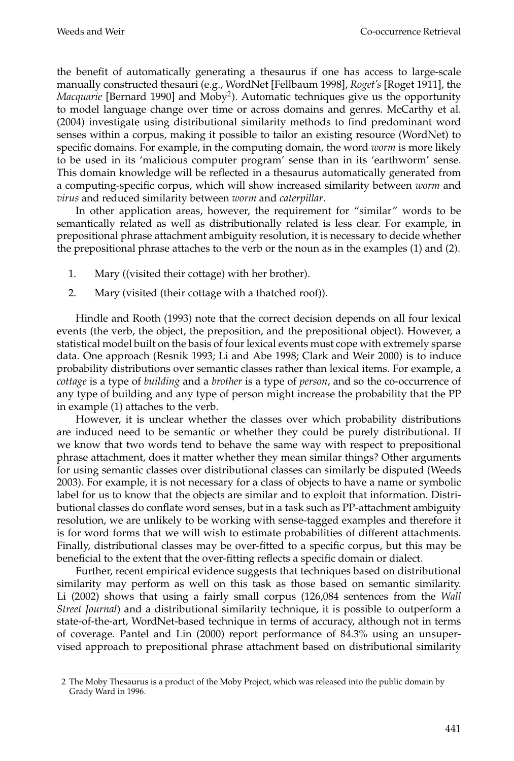the benefit of automatically generating a thesaurus if one has access to large-scale manually constructed thesauri (e.g., WordNet [Fellbaum 1998], *Roget's* [Roget 1911], the *Macquarie* [Bernard 1990] and Moby[2]). Automatic techniques give us the opportunity to model language change over time or across domains and genres. McCarthy et al. (2004) investigate using distributional similarity methods to find predominant word senses within a corpus, making it possible to tailor an existing resource (WordNet) to specific domains. For example, in the computing domain, the word *worm* is more likely to be used in its 'malicious computer program' sense than in its 'earthworm' sense. This domain knowledge will be reflected in a thesaurus automatically generated from a computing-specific corpus, which will show increased similarity between *worm* and *virus* and reduced similarity between *worm* and *caterpillar*.

In other application areas, however, the requirement for "similar" words to be semantically related as well as distributionally related is less clear. For example, in prepositional phrase attachment ambiguity resolution, it is necessary to decide whether the prepositional phrase attaches to the verb or the noun as in the examples (1) and (2).

1. Mary ((visited their cottage) with her brother).
2. Mary (visited (their cottage with a thatched roof)).

Hindle and Rooth (1993) note that the correct decision depends on all four lexical events (the verb, the object, the preposition, and the prepositional object). However, a statistical model built on the basis of four lexical events must cope with extremely sparse data. One approach (Resnik 1993; Li and Abe 1998; Clark and Weir 2000) is to induce probability distributions over semantic classes rather than lexical items. For example, a *cottage* is a type of *building* and a *brother* is a type of *person*, and so the co-occurrence of any type of building and any type of person might increase the probability that the PP in example (1) attaches to the verb.

However, it is unclear whether the classes over which probability distributions are induced need to be semantic or whether they could be purely distributional. If we know that two words tend to behave the same way with respect to prepositional phrase attachment, does it matter whether they mean similar things? Other arguments for using semantic classes over distributional classes can similarly be disputed (Weeds 2003). For example, it is not necessary for a class of objects to have a name or symbolic label for us to know that the objects are similar and to exploit that information. Distributional classes do conflate word senses, but in a task such as PP-attachment ambiguity resolution, we are unlikely to be working with sense-tagged examples and therefore it is for word forms that we will wish to estimate probabilities of different attachments. Finally, distributional classes may be over-fitted to a specific corpus, but this may be beneficial to the extent that the over-fitting reflects a specific domain or dialect.

Further, recent empirical evidence suggests that techniques based on distributional similarity may perform as well on this task as those based on semantic similarity. Li (2002) shows that using a fairly small corpus (126,084 sentences from the *Wall Street Journal*) and a distributional similarity technique, it is possible to outperform a state-of-the-art, WordNet-based technique in terms of accuracy, although not in terms of coverage. Pantel and Lin (2000) report performance of 84.3% using an unsupervised approach to prepositional phrase attachment based on distributional similarity

2 The Moby Thesaurus is a product of the Moby Project, which was released into the public domain by Grady Ward in 1996.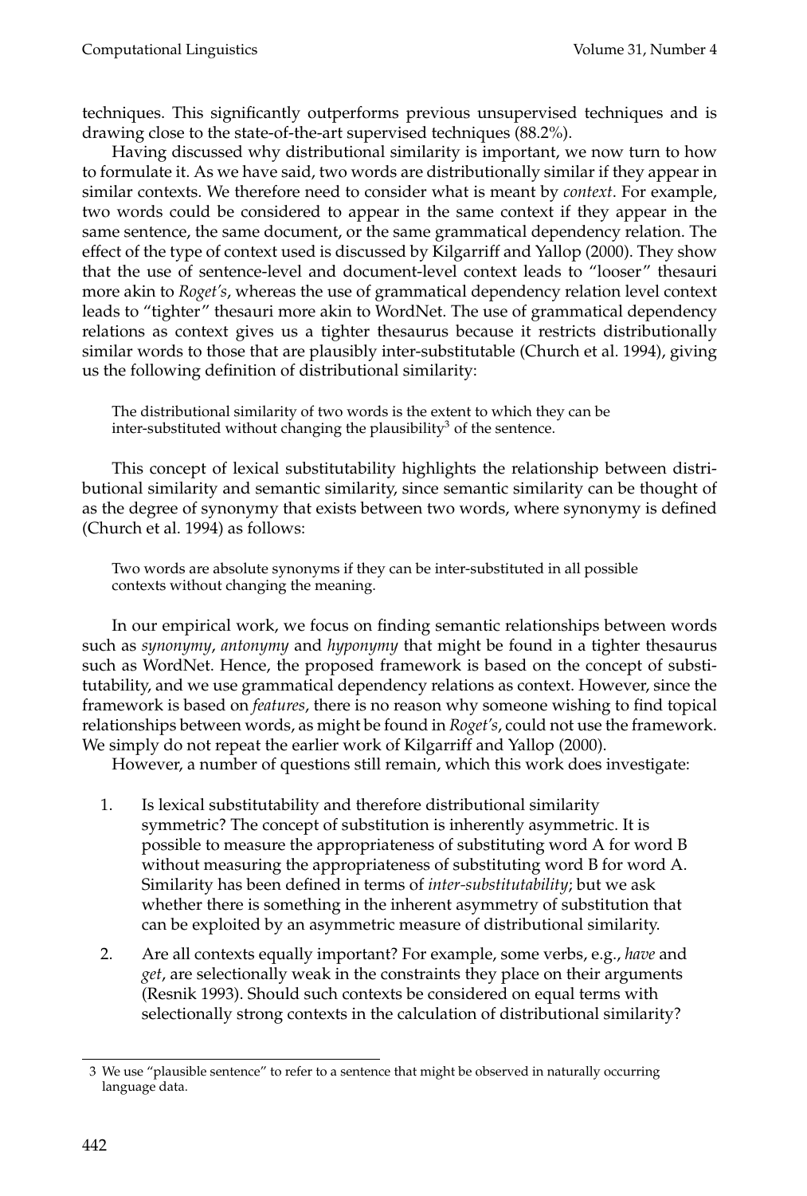techniques. This significantly outperforms previous unsupervised techniques and is drawing close to the state-of-the-art supervised techniques (88.2%).

Having discussed why distributional similarity is important, we now turn to how to formulate it. As we have said, two words are distributionally similar if they appear in similar contexts. We therefore need to consider what is meant by *context*. For example, two words could be considered to appear in the same context if they appear in the same sentence, the same document, or the same grammatical dependency relation. The effect of the type of context used is discussed by Kilgarriff and Yallop (2000). They show that the use of sentence-level and document-level context leads to "looser" thesauri more akin to *Roget's*, whereas the use of grammatical dependency relation level context leads to "tighter" thesauri more akin to WordNet. The use of grammatical dependency relations as context gives us a tighter thesaurus because it restricts distributionally similar words to those that are plausibly inter-substitutable (Church et al. 1994), giving us the following definition of distributional similarity:

> The distributional similarity of two words is the extent to which they can be inter-substituted without changing the plausibility[3] of the sentence.

This concept of lexical substitutability highlights the relationship between distributional similarity and semantic similarity, since semantic similarity can be thought of as the degree of synonymy that exists between two words, where synonymy is defined (Church et al. 1994) as follows:

> Two words are absolute synonyms if they can be inter-substituted in all possible contexts without changing the meaning.

In our empirical work, we focus on finding semantic relationships between words such as *synonymy*, *antonymy* and *hyponymy* that might be found in a tighter thesaurus such as WordNet. Hence, the proposed framework is based on the concept of substitutability, and we use grammatical dependency relations as context. However, since the framework is based on *features*, there is no reason why someone wishing to find topical relationships between words, as might be found in *Roget's*, could not use the framework. We simply do not repeat the earlier work of Kilgarriff and Yallop (2000).

However, a number of questions still remain, which this work does investigate:

1. Is lexical substitutability and therefore distributional similarity symmetric? The concept of substitution is inherently asymmetric. It is possible to measure the appropriateness of substituting word A for word B without measuring the appropriateness of substituting word B for word A. Similarity has been defined in terms of *inter-substitutability*; but we ask whether there is something in the inherent asymmetry of substitution that can be exploited by an asymmetric measure of distributional similarity.
2. Are all contexts equally important? For example, some verbs, e.g., *have* and *get*, are selectionally weak in the constraints they place on their arguments (Resnik 1993). Should such contexts be considered on equal terms with selectionally strong contexts in the calculation of distributional similarity?

[3] We use "plausible sentence" to refer to a sentence that might be observed in naturally occurring language data.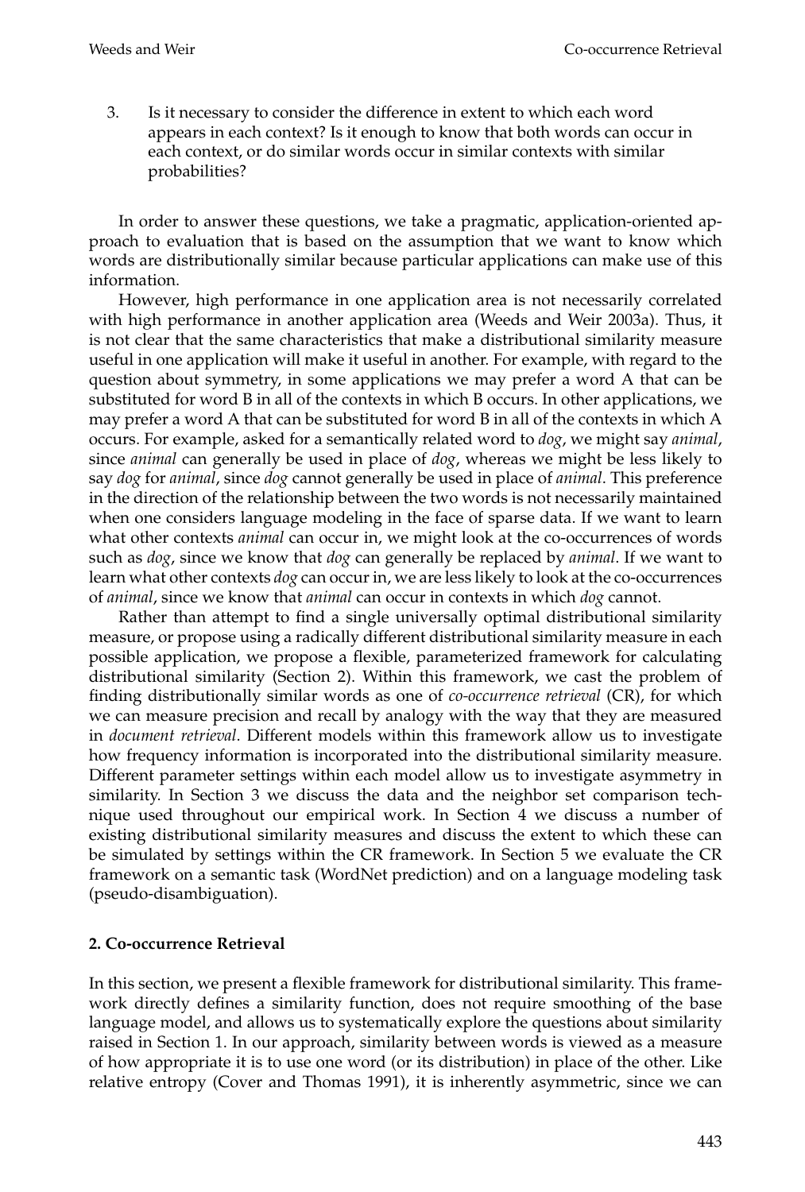3. Is it necessary to consider the difference in extent to which each word appears in each context? Is it enough to know that both words can occur in each context, or do similar words occur in similar contexts with similar probabilities?

In order to answer these questions, we take a pragmatic, application-oriented approach to evaluation that is based on the assumption that we want to know which words are distributionally similar because particular applications can make use of this information.

However, high performance in one application area is not necessarily correlated with high performance in another application area (Weeds and Weir 2003a). Thus, it is not clear that the same characteristics that make a distributional similarity measure useful in one application will make it useful in another. For example, with regard to the question about symmetry, in some applications we may prefer a word A that can be substituted for word B in all of the contexts in which B occurs. In other applications, we may prefer a word A that can be substituted for word B in all of the contexts in which A occurs. For example, asked for a semantically related word to *dog*, we might say *animal*, since *animal* can generally be used in place of *dog*, whereas we might be less likely to say *dog* for *animal*, since *dog* cannot generally be used in place of *animal*. This preference in the direction of the relationship between the two words is not necessarily maintained when one considers language modeling in the face of sparse data. If we want to learn what other contexts *animal* can occur in, we might look at the co-occurrences of words such as *dog*, since we know that *dog* can generally be replaced by *animal*. If we want to learn what other contexts *dog* can occur in, we are less likely to look at the co-occurrences of *animal*, since we know that *animal* can occur in contexts in which *dog* cannot.

Rather than attempt to find a single universally optimal distributional similarity measure, or propose using a radically different distributional similarity measure in each possible application, we propose a flexible, parameterized framework for calculating distributional similarity (Section 2). Within this framework, we cast the problem of finding distributionally similar words as one of *co-occurrence retrieval* (CR), for which we can measure precision and recall by analogy with the way that they are measured in *document retrieval*. Different models within this framework allow us to investigate how frequency information is incorporated into the distributional similarity measure. Different parameter settings within each model allow us to investigate asymmetry in similarity. In Section 3 we discuss the data and the neighbor set comparison technique used throughout our empirical work. In Section 4 we discuss a number of existing distributional similarity measures and discuss the extent to which these can be simulated by settings within the CR framework. In Section 5 we evaluate the CR framework on a semantic task (WordNet prediction) and on a language modeling task (pseudo-disambiguation).

## 2. Co-occurrence Retrieval

In this section, we present a flexible framework for distributional similarity. This framework directly defines a similarity function, does not require smoothing of the base language model, and allows us to systematically explore the questions about similarity raised in Section 1. In our approach, similarity between words is viewed as a measure of how appropriate it is to use one word (or its distribution) in place of the other. Like relative entropy (Cover and Thomas 1991), it is inherently asymmetric, since we can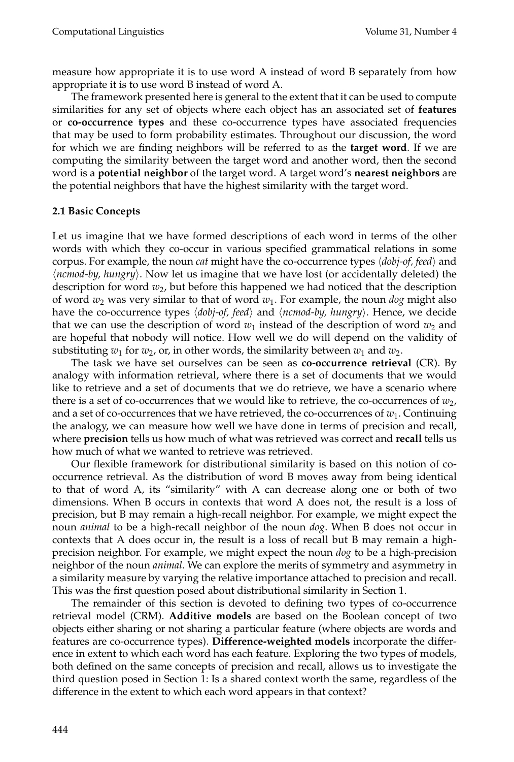measure how appropriate it is to use word A instead of word B separately from how appropriate it is to use word B instead of word A.

The framework presented here is general to the extent that it can be used to compute similarities for any set of objects where each object has an associated set of **features** or **co-occurrence types** and these co-occurrence types have associated frequencies that may be used to form probability estimates. Throughout our discussion, the word for which we are finding neighbors will be referred to as the **target word**. If we are computing the similarity between the target word and another word, then the second word is a **potential neighbor** of the target word. A target word's **nearest neighbors** are the potential neighbors that have the highest similarity with the target word.

### 2.1 Basic Concepts

Let us imagine that we have formed descriptions of each word in terms of the other words with which they co-occur in various specified grammatical relations in some corpus. For example, the noun *cat* might have the co-occurrence types ⟨*dobj-of, feed*⟩ and ⟨*ncmod-by, hungry*⟩. Now let us imagine that we have lost (or accidentally deleted) the description for word $w_2$, but before this happened we had noticed that the description of word $w_2$ was very similar to that of word $w_1$. For example, the noun *dog* might also have the co-occurrence types ⟨*dobj-of, feed*⟩ and ⟨*ncmod-by, hungry*⟩. Hence, we decide that we can use the description of word $w_1$ instead of the description of word $w_2$ and are hopeful that nobody will notice. How well we do will depend on the validity of substituting $w_1$ for $w_2$, or, in other words, the similarity between $w_1$ and $w_2$.

The task we have set ourselves can be seen as **co-occurrence retrieval** (CR). By analogy with information retrieval, where there is a set of documents that we would like to retrieve and a set of documents that we do retrieve, we have a scenario where there is a set of co-occurrences that we would like to retrieve, the co-occurrences of $w_2$, and a set of co-occurrences that we have retrieved, the co-occurrences of $w_1$. Continuing the analogy, we can measure how well we have done in terms of precision and recall, where **precision** tells us how much of what was retrieved was correct and **recall** tells us how much of what we wanted to retrieve was retrieved.

Our flexible framework for distributional similarity is based on this notion of co-occurrence retrieval. As the distribution of word B moves away from being identical to that of word A, its "similarity" with A can decrease along one or both of two dimensions. When B occurs in contexts that word A does not, the result is a loss of precision, but B may remain a high-recall neighbor. For example, we might expect the noun *animal* to be a high-recall neighbor of the noun *dog*. When B does not occur in contexts that A does occur in, the result is a loss of recall but B may remain a high-precision neighbor. For example, we might expect the noun *dog* to be a high-precision neighbor of the noun *animal*. We can explore the merits of symmetry and asymmetry in a similarity measure by varying the relative importance attached to precision and recall. This was the first question posed about distributional similarity in Section 1.

The remainder of this section is devoted to defining two types of co-occurrence retrieval model (CRM). **Additive models** are based on the Boolean concept of two objects either sharing or not sharing a particular feature (where objects are words and features are co-occurrence types). **Difference-weighted models** incorporate the difference in extent to which each word has each feature. Exploring the two types of models, both defined on the same concepts of precision and recall, allows us to investigate the third question posed in Section 1: Is a shared context worth the same, regardless of the difference in the extent to which each word appears in that context?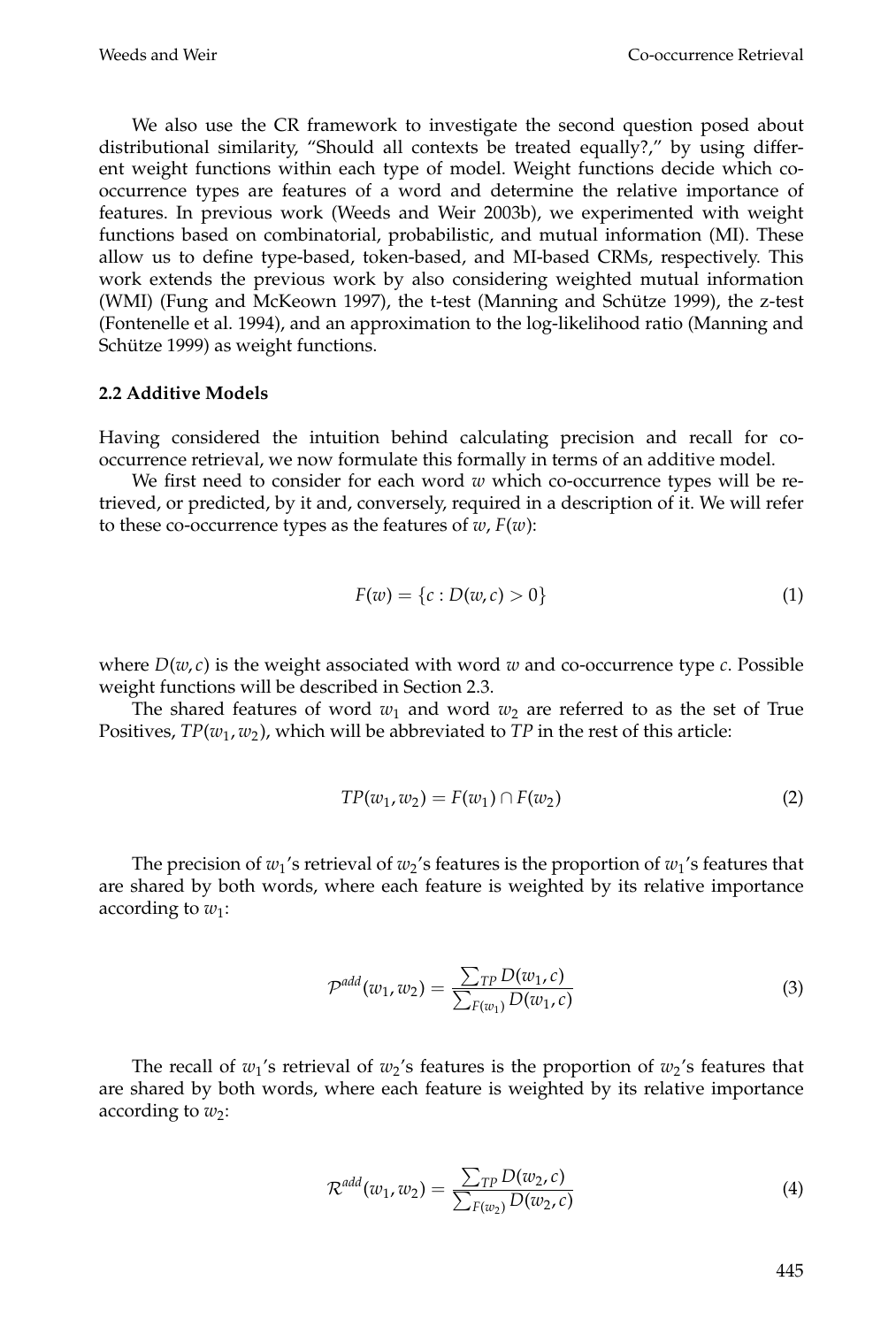We also use the CR framework to investigate the second question posed about distributional similarity, "Should all contexts be treated equally?," by using different weight functions within each type of model. Weight functions decide which co-occurrence types are features of a word and determine the relative importance of features. In previous work (Weeds and Weir 2003b), we experimented with weight functions based on combinatorial, probabilistic, and mutual information (MI). These allow us to define type-based, token-based, and MI-based CRMs, respectively. This work extends the previous work by also considering weighted mutual information (WMI) (Fung and McKeown 1997), the t-test (Manning and Schütze 1999), the z-test (Fontenelle et al. 1994), and an approximation to the log-likelihood ratio (Manning and Schütze 1999) as weight functions.

### 2.2 Additive Models

Having considered the intuition behind calculating precision and recall for co-occurrence retrieval, we now formulate this formally in terms of an additive model.

We first need to consider for each word $w$ which co-occurrence types will be retrieved, or predicted, by it and, conversely, required in a description of it. We will refer to these co-occurrence types as the features of $w$, $F(w)$:

$$F(w) = \{c : D(w, c) > 0\} \tag{1}$$

where $D(w, c)$ is the weight associated with word $w$ and co-occurrence type $c$. Possible weight functions will be described in Section 2.3.

The shared features of word $w_1$ and word $w_2$ are referred to as the set of True Positives, $TP(w_1, w_2)$, which will be abbreviated to $TP$ in the rest of this article:

$$TP(w_1, w_2) = F(w_1) \cap F(w_2) \tag{2}$$

The precision of $w_1$'s retrieval of $w_2$'s features is the proportion of $w_1$'s features that are shared by both words, where each feature is weighted by its relative importance according to $w_1$:

$$\mathcal{P}^{add}(w_1, w_2) = \frac{\sum_{TP} D(w_1, c)}{\sum_{F(w_1)} D(w_1, c)} \tag{3}$$

The recall of $w_1$'s retrieval of $w_2$'s features is the proportion of $w_2$'s features that are shared by both words, where each feature is weighted by its relative importance according to $w_2$:

$$\mathcal{R}^{add}(w_1, w_2) = \frac{\sum_{TP} D(w_2, c)}{\sum_{F(w_2)} D(w_2, c)} \tag{4}$$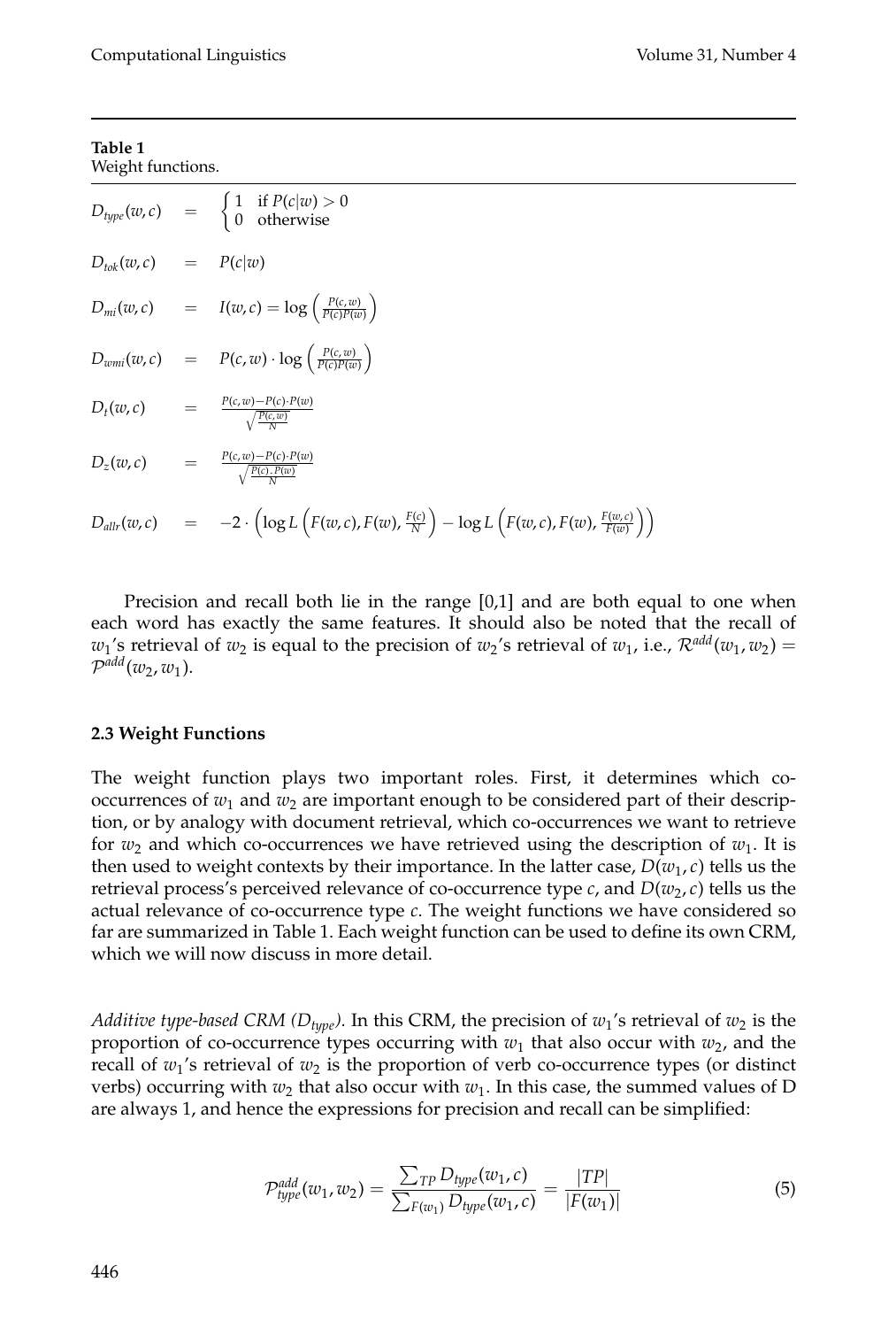**Table 1**
Weight functions.

$$D_{type}(w,c) = \begin{cases} 1 & \text{if } P(c|w) > 0 \\ 0 & \text{otherwise} \end{cases}$$

$$D_{tok}(w,c) = P(c|w)$$

$$D_{mi}(w,c) = I(w,c) = \log\left(\frac{P(c,w)}{P(c)P(w)}\right)$$

$$D_{wmi}(w,c) = P(c,w) \cdot \log\left(\frac{P(c,w)}{P(c)P(w)}\right)$$

$$D_{t}(w,c) = \frac{P(c,w) - P(c) \cdot P(w)}{\sqrt{\frac{P(c,w)}{N}}}$$

$$D_{z}(w,c) = \frac{P(c,w) - P(c) \cdot P(w)}{\sqrt{\frac{P(c).P(w)}{N}}}$$

$$D_{allr}(w,c) = -2 \cdot \left(\log L\left(F(w,c), F(w), \tfrac{F(c)}{N}\right) - \log L\left(F(w,c), F(w), \tfrac{F(w,c)}{F(w)}\right)\right)$$

Precision and recall both lie in the range [0,1] and are both equal to one when each word has exactly the same features. It should also be noted that the recall of $w_1$'s retrieval of $w_2$ is equal to the precision of $w_2$'s retrieval of $w_1$, i.e., $\mathcal{R}^{add}(w_1, w_2) = \mathcal{P}^{add}(w_2, w_1)$.

### 2.3 Weight Functions

The weight function plays two important roles. First, it determines which co-occurrences of $w_1$ and $w_2$ are important enough to be considered part of their description, or by analogy with document retrieval, which co-occurrences we want to retrieve for $w_2$ and which co-occurrences we have retrieved using the description of $w_1$. It is then used to weight contexts by their importance. In the latter case, $D(w_1, c)$ tells us the retrieval process's perceived relevance of co-occurrence type $c$, and $D(w_2, c)$ tells us the actual relevance of co-occurrence type $c$. The weight functions we have considered so far are summarized in Table 1. Each weight function can be used to define its own CRM, which we will now discuss in more detail.

*Additive type-based CRM ($D_{type}$).* In this CRM, the precision of $w_1$'s retrieval of $w_2$ is the proportion of co-occurrence types occurring with $w_1$ that also occur with $w_2$, and the recall of $w_1$'s retrieval of $w_2$ is the proportion of verb co-occurrence types (or distinct verbs) occurring with $w_2$ that also occur with $w_1$. In this case, the summed values of D are always 1, and hence the expressions for precision and recall can be simplified:

$$\mathcal{P}^{add}_{type}(w_1, w_2) = \frac{\sum_{TP} D_{type}(w_1, c)}{\sum_{F(w_1)} D_{type}(w_1, c)} = \frac{|TP|}{|F(w_1)|} \tag{5}$$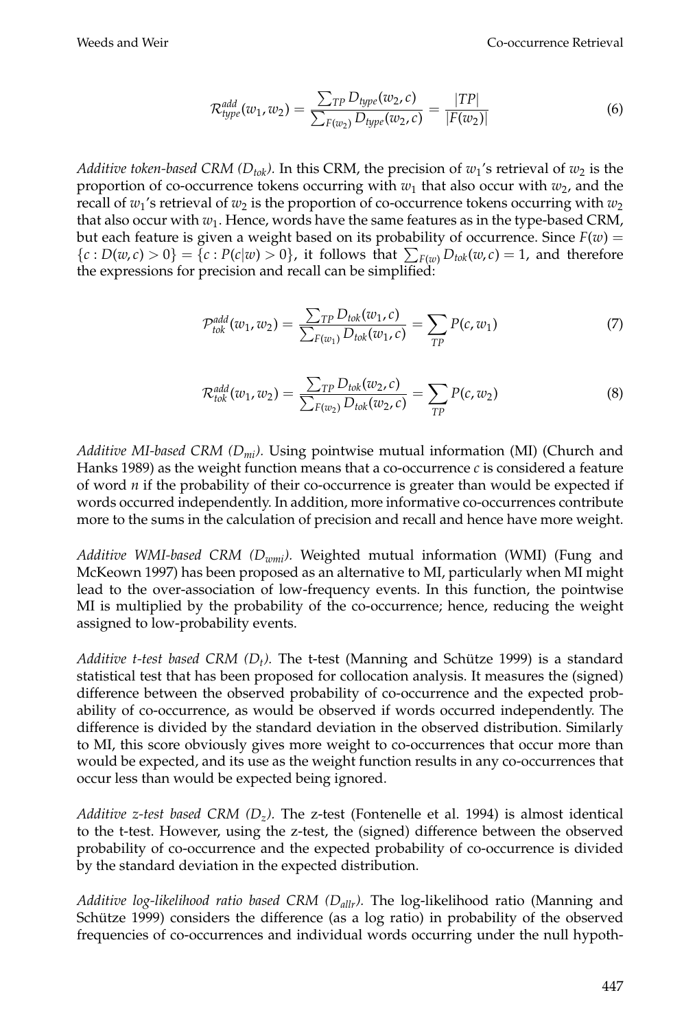$$\mathcal{R}^{add}_{type}(w_1, w_2) = \frac{\sum_{TP} D_{type}(w_2, c)}{\sum_{F(w_2)} D_{type}(w_2, c)} = \frac{|TP|}{|F(w_2)|} \tag{6}$$

*Additive token-based CRM ($D_{tok}$).* In this CRM, the precision of $w_1$'s retrieval of $w_2$ is the proportion of co-occurrence tokens occurring with $w_1$ that also occur with $w_2$, and the recall of $w_1$'s retrieval of $w_2$ is the proportion of co-occurrence tokens occurring with $w_2$ that also occur with $w_1$. Hence, words have the same features as in the type-based CRM, but each feature is given a weight based on its probability of occurrence. Since $F(w) = \{c : D(w, c) > 0\} = \{c : P(c|w) > 0\}$, it follows that $\sum_{F(w)} D_{tok}(w, c) = 1$, and therefore the expressions for precision and recall can be simplified:

$$\mathcal{P}^{add}_{tok}(w_1, w_2) = \frac{\sum_{TP} D_{tok}(w_1, c)}{\sum_{F(w_1)} D_{tok}(w_1, c)} = \sum_{TP} P(c, w_1) \tag{7}$$

$$\mathcal{R}^{add}_{tok}(w_1, w_2) = \frac{\sum_{TP} D_{tok}(w_2, c)}{\sum_{F(w_2)} D_{tok}(w_2, c)} = \sum_{TP} P(c, w_2) \tag{8}$$

*Additive MI-based CRM ($D_{mi}$).* Using pointwise mutual information (MI) (Church and Hanks 1989) as the weight function means that a co-occurrence $c$ is considered a feature of word $n$ if the probability of their co-occurrence is greater than would be expected if words occurred independently. In addition, more informative co-occurrences contribute more to the sums in the calculation of precision and recall and hence have more weight.

*Additive WMI-based CRM ($D_{wmi}$).* Weighted mutual information (WMI) (Fung and McKeown 1997) has been proposed as an alternative to MI, particularly when MI might lead to the over-association of low-frequency events. In this function, the pointwise MI is multiplied by the probability of the co-occurrence; hence, reducing the weight assigned to low-probability events.

*Additive t-test based CRM ($D_t$).* The t-test (Manning and Schütze 1999) is a standard statistical test that has been proposed for collocation analysis. It measures the (signed) difference between the observed probability of co-occurrence and the expected probability of co-occurrence, as would be observed if words occurred independently. The difference is divided by the standard deviation in the observed distribution. Similarly to MI, this score obviously gives more weight to co-occurrences that occur more than would be expected, and its use as the weight function results in any co-occurrences that occur less than would be expected being ignored.

*Additive z-test based CRM ($D_z$).* The z-test (Fontenelle et al. 1994) is almost identical to the t-test. However, using the z-test, the (signed) difference between the observed probability of co-occurrence and the expected probability of co-occurrence is divided by the standard deviation in the expected distribution.

*Additive log-likelihood ratio based CRM ($D_{allr}$).* The log-likelihood ratio (Manning and Schütze 1999) considers the difference (as a log ratio) in probability of the observed frequencies of co-occurrences and individual words occurring under the null hypoth-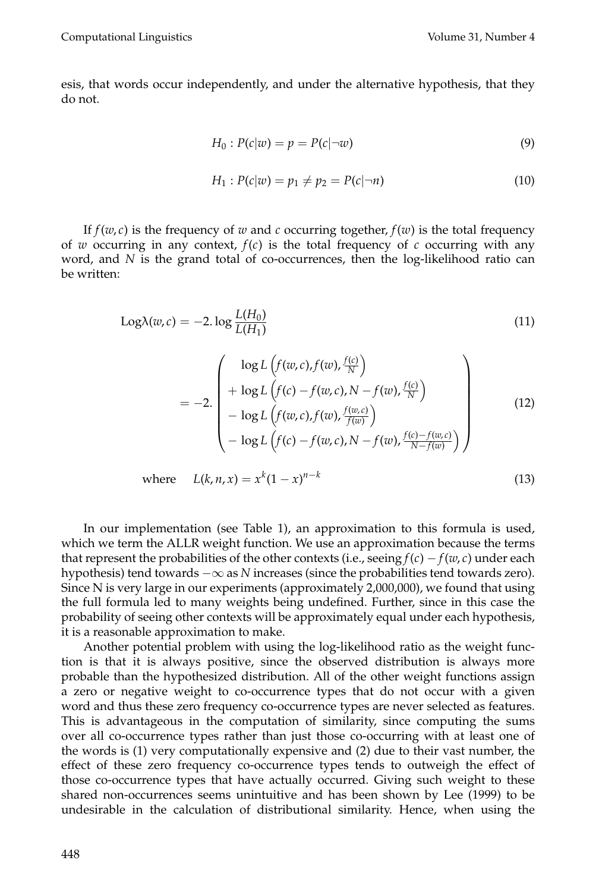esis, that words occur independently, and under the alternative hypothesis, that they do not.

$$H_0 : P(c|w) = p = P(c|\neg w) \tag{9}$$

$$H_1 : P(c|w) = p_1 \neq p_2 = P(c|\neg n) \tag{10}$$

If $f(w, c)$ is the frequency of $w$ and $c$ occurring together, $f(w)$ is the total frequency of $w$ occurring in any context, $f(c)$ is the total frequency of $c$ occurring with any word, and $N$ is the grand total of co-occurrences, then the log-likelihood ratio can be written:

$$\mathrm{Log}\lambda(w, c) = -2. \log \frac{L(H_0)}{L(H_1)} \tag{11}$$

$$= -2. \left( \begin{array}{l} \log L\left(f(w,c), f(w), \frac{f(c)}{N}\right) \\ + \log L\left(f(c) - f(w,c), N - f(w), \frac{f(c)}{N}\right) \\ - \log L\left(f(w,c), f(w), \frac{f(w,c)}{f(w)}\right) \\ - \log L\left(f(c) - f(w,c), N - f(w), \frac{f(c)-f(w,c)}{N-f(w)}\right) \end{array} \right) \tag{12}$$

$$\text{where} \quad L(k, n, x) = x^k(1 - x)^{n-k} \tag{13}$$

In our implementation (see Table 1), an approximation to this formula is used, which we term the ALLR weight function. We use an approximation because the terms that represent the probabilities of the other contexts (i.e., seeing $f(c) - f(w, c)$ under each hypothesis) tend towards $-\infty$ as $N$ increases (since the probabilities tend towards zero). Since N is very large in our experiments (approximately 2,000,000), we found that using the full formula led to many weights being undefined. Further, since in this case the probability of seeing other contexts will be approximately equal under each hypothesis, it is a reasonable approximation to make.

Another potential problem with using the log-likelihood ratio as the weight function is that it is always positive, since the observed distribution is always more probable than the hypothesized distribution. All of the other weight functions assign a zero or negative weight to co-occurrence types that do not occur with a given word and thus these zero frequency co-occurrence types are never selected as features. This is advantageous in the computation of similarity, since computing the sums over all co-occurrence types rather than just those co-occurring with at least one of the words is (1) very computationally expensive and (2) due to their vast number, the effect of these zero frequency co-occurrence types tends to outweigh the effect of those co-occurrence types that have actually occurred. Giving such weight to these shared non-occurrences seems unintuitive and has been shown by Lee (1999) to be undesirable in the calculation of distributional similarity. Hence, when using the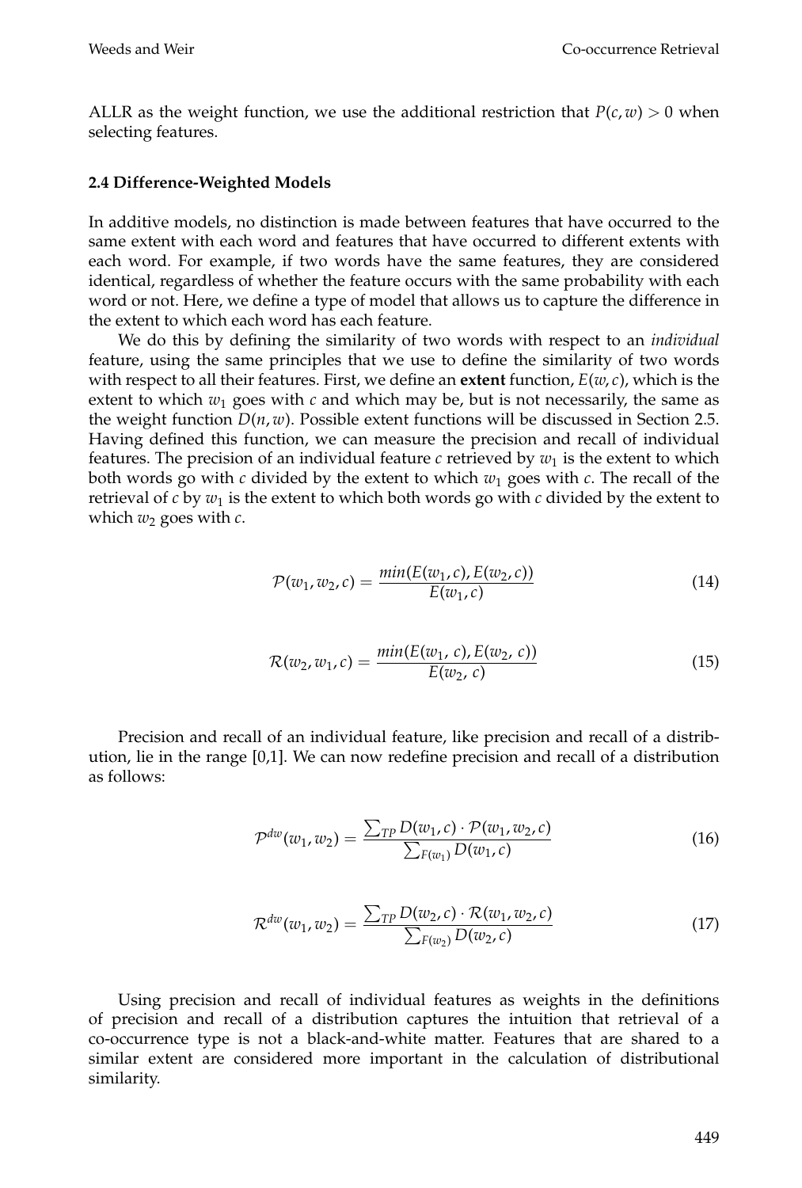ALLR as the weight function, we use the additional restriction that $P(c, w) > 0$ when selecting features.

### 2.4 Difference-Weighted Models

In additive models, no distinction is made between features that have occurred to the same extent with each word and features that have occurred to different extents with each word. For example, if two words have the same features, they are considered identical, regardless of whether the feature occurs with the same probability with each word or not. Here, we define a type of model that allows us to capture the difference in the extent to which each word has each feature.

We do this by defining the similarity of two words with respect to an *individual* feature, using the same principles that we use to define the similarity of two words with respect to all their features. First, we define an **extent** function, $E(w, c)$, which is the extent to which $w_1$ goes with $c$ and which may be, but is not necessarily, the same as the weight function $D(n, w)$. Possible extent functions will be discussed in Section 2.5. Having defined this function, we can measure the precision and recall of individual features. The precision of an individual feature $c$ retrieved by $w_1$ is the extent to which both words go with $c$ divided by the extent to which $w_1$ goes with $c$. The recall of the retrieval of $c$ by $w_1$ is the extent to which both words go with $c$ divided by the extent to which $w_2$ goes with $c$.

$$\mathcal{P}(w_1, w_2, c) = \frac{min(E(w_1, c), E(w_2, c))}{E(w_1, c)} \tag{14}$$

$$\mathcal{R}(w_2, w_1, c) = \frac{min(E(w_1, c), E(w_2, c))}{E(w_2, c)} \tag{15}$$

Precision and recall of an individual feature, like precision and recall of a distribution, lie in the range [0,1]. We can now redefine precision and recall of a distribution as follows:

$$\mathcal{P}^{dw}(w_1, w_2) = \frac{\sum_{TP} D(w_1, c) \cdot \mathcal{P}(w_1, w_2, c)}{\sum_{F(w_1)} D(w_1, c)} \tag{16}$$

$$\mathcal{R}^{dw}(w_1, w_2) = \frac{\sum_{TP} D(w_2, c) \cdot \mathcal{R}(w_1, w_2, c)}{\sum_{F(w_2)} D(w_2, c)} \tag{17}$$

Using precision and recall of individual features as weights in the definitions of precision and recall of a distribution captures the intuition that retrieval of a co-occurrence type is not a black-and-white matter. Features that are shared to a similar extent are considered more important in the calculation of distributional similarity.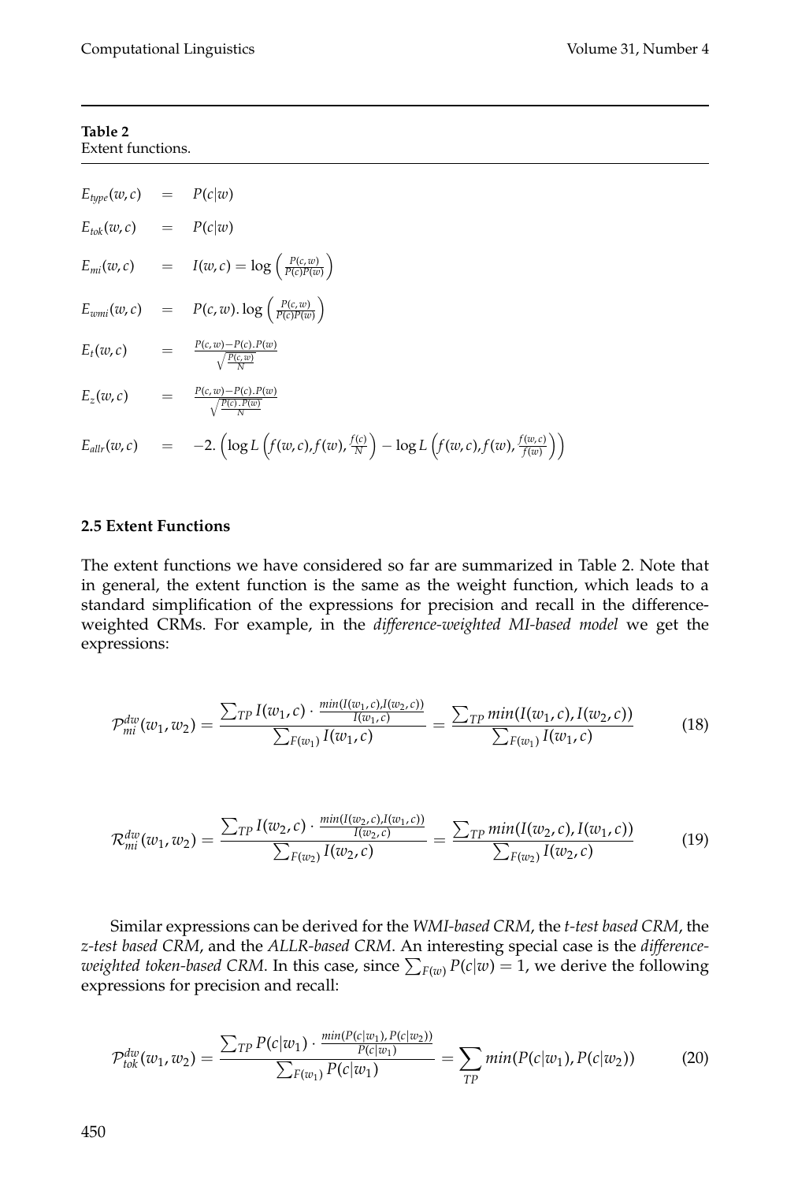**Table 2**
Extent functions.

$$E_{type}(w,c) = P(c|w)$$

$$E_{tok}(w,c) = P(c|w)$$

$$E_{mi}(w,c) = I(w,c) = \log\left(\frac{P(c,w)}{P(c)P(w)}\right)$$

$$E_{wmi}(w,c) = P(c,w).\log\left(\frac{P(c,w)}{P(c)P(w)}\right)$$

$$E_{t}(w,c) = \frac{P(c,w)-P(c).P(w)}{\sqrt{\frac{P(c,w)}{N}}}$$

$$E_{z}(w,c) = \frac{P(c,w)-P(c).P(w)}{\sqrt{\frac{P(c).P(w)}{N}}}$$

$$E_{allr}(w,c) = -2.\left(\log L\left(f(w,c),f(w),\frac{f(c)}{N}\right) - \log L\left(f(w,c),f(w),\frac{f(w,c)}{f(w)}\right)\right)$$

### 2.5 Extent Functions

The extent functions we have considered so far are summarized in Table 2. Note that in general, the extent function is the same as the weight function, which leads to a standard simplification of the expressions for precision and recall in the difference-weighted CRMs. For example, in the *difference-weighted MI-based model* we get the expressions:

$$\mathcal{P}^{dw}_{mi}(w_1,w_2) = \frac{\sum_{TP} I(w_1,c)\cdot\frac{min(I(w_1,c),I(w_2,c))}{I(w_1,c)}}{\sum_{F(w_1)} I(w_1,c)} = \frac{\sum_{TP} min(I(w_1,c),I(w_2,c))}{\sum_{F(w_1)} I(w_1,c)} \tag{18}$$

$$\mathcal{R}^{dw}_{mi}(w_1,w_2) = \frac{\sum_{TP} I(w_2,c)\cdot\frac{min(I(w_2,c),I(w_1,c))}{I(w_2,c)}}{\sum_{F(w_2)} I(w_2,c)} = \frac{\sum_{TP} min(I(w_2,c),I(w_1,c))}{\sum_{F(w_2)} I(w_2,c)} \tag{19}$$

Similar expressions can be derived for the *WMI-based CRM*, the *t-test based CRM*, the *z-test based CRM*, and the *ALLR-based CRM*. An interesting special case is the *difference-weighted token-based CRM*. In this case, since $\sum_{F(w)} P(c|w) = 1$, we derive the following expressions for precision and recall:

$$\mathcal{P}^{dw}_{tok}(w_1,w_2) = \frac{\sum_{TP} P(c|w_1)\cdot\frac{min(P(c|w_1),P(c|w_2))}{P(c|w_1)}}{\sum_{F(w_1)} P(c|w_1)} = \sum_{TP} min(P(c|w_1),P(c|w_2)) \tag{20}$$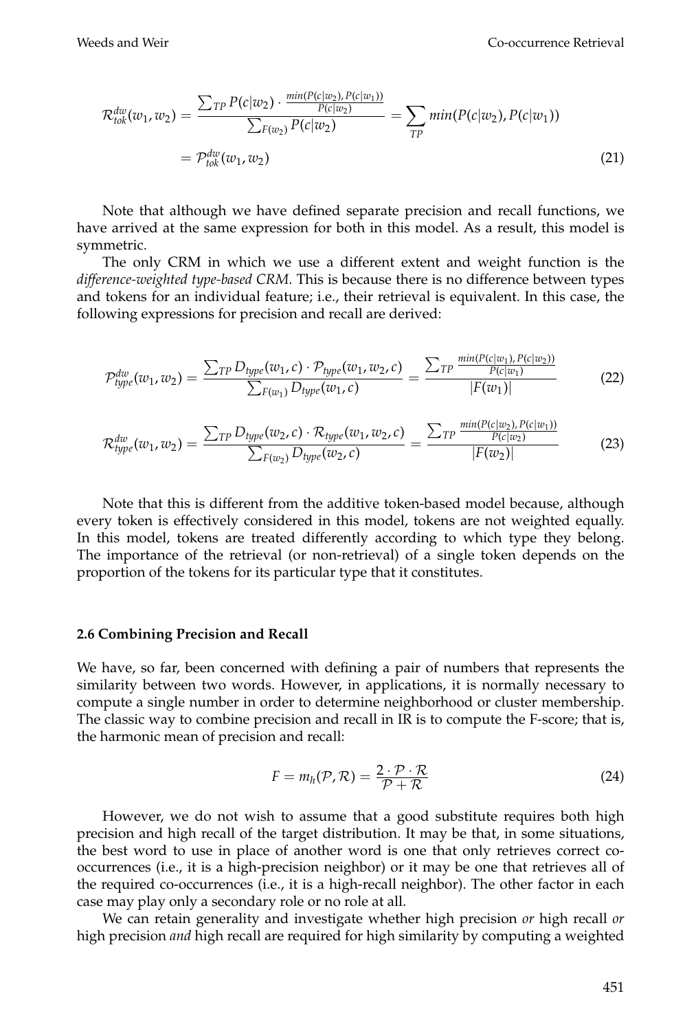$$\mathcal{R}^{dw}_{tok}(w_1, w_2) = \frac{\sum_{TP} P(c|w_2) \cdot \frac{min(P(c|w_2), P(c|w_1))}{P(c|w_2)}}{\sum_{F(w_2)} P(c|w_2)} = \sum_{TP} min(P(c|w_2), P(c|w_1))$$
$$= \mathcal{P}^{dw}_{tok}(w_1, w_2) \tag{21}$$

Note that although we have defined separate precision and recall functions, we have arrived at the same expression for both in this model. As a result, this model is symmetric.

The only CRM in which we use a different extent and weight function is the *difference-weighted type-based CRM*. This is because there is no difference between types and tokens for an individual feature; i.e., their retrieval is equivalent. In this case, the following expressions for precision and recall are derived:

$$\mathcal{P}^{dw}_{type}(w_1, w_2) = \frac{\sum_{TP} D_{type}(w_1, c) \cdot \mathcal{P}_{type}(w_1, w_2, c)}{\sum_{F(w_1)} D_{type}(w_1, c)} = \frac{\sum_{TP} \frac{min(P(c|w_1), P(c|w_2))}{P(c|w_1)}}{|F(w_1)|} \tag{22}$$

$$\mathcal{R}^{dw}_{type}(w_1, w_2) = \frac{\sum_{TP} D_{type}(w_2, c) \cdot \mathcal{R}_{type}(w_1, w_2, c)}{\sum_{F(w_2)} D_{type}(w_2, c)} = \frac{\sum_{TP} \frac{min(P(c|w_2), P(c|w_1))}{P(c|w_2)}}{|F(w_2)|} \tag{23}$$

Note that this is different from the additive token-based model because, although every token is effectively considered in this model, tokens are not weighted equally. In this model, tokens are treated differently according to which type they belong. The importance of the retrieval (or non-retrieval) of a single token depends on the proportion of the tokens for its particular type that it constitutes.

### 2.6 Combining Precision and Recall

We have, so far, been concerned with defining a pair of numbers that represents the similarity between two words. However, in applications, it is normally necessary to compute a single number in order to determine neighborhood or cluster membership. The classic way to combine precision and recall in IR is to compute the F-score; that is, the harmonic mean of precision and recall:

$$F = m_h(\mathcal{P}, \mathcal{R}) = \frac{2 \cdot \mathcal{P} \cdot \mathcal{R}}{\mathcal{P} + \mathcal{R}} \tag{24}$$

However, we do not wish to assume that a good substitute requires both high precision and high recall of the target distribution. It may be that, in some situations, the best word to use in place of another word is one that only retrieves correct co-occurrences (i.e., it is a high-precision neighbor) or it may be one that retrieves all of the required co-occurrences (i.e., it is a high-recall neighbor). The other factor in each case may play only a secondary role or no role at all.

We can retain generality and investigate whether high precision *or* high recall *or* high precision *and* high recall are required for high similarity by computing a weighted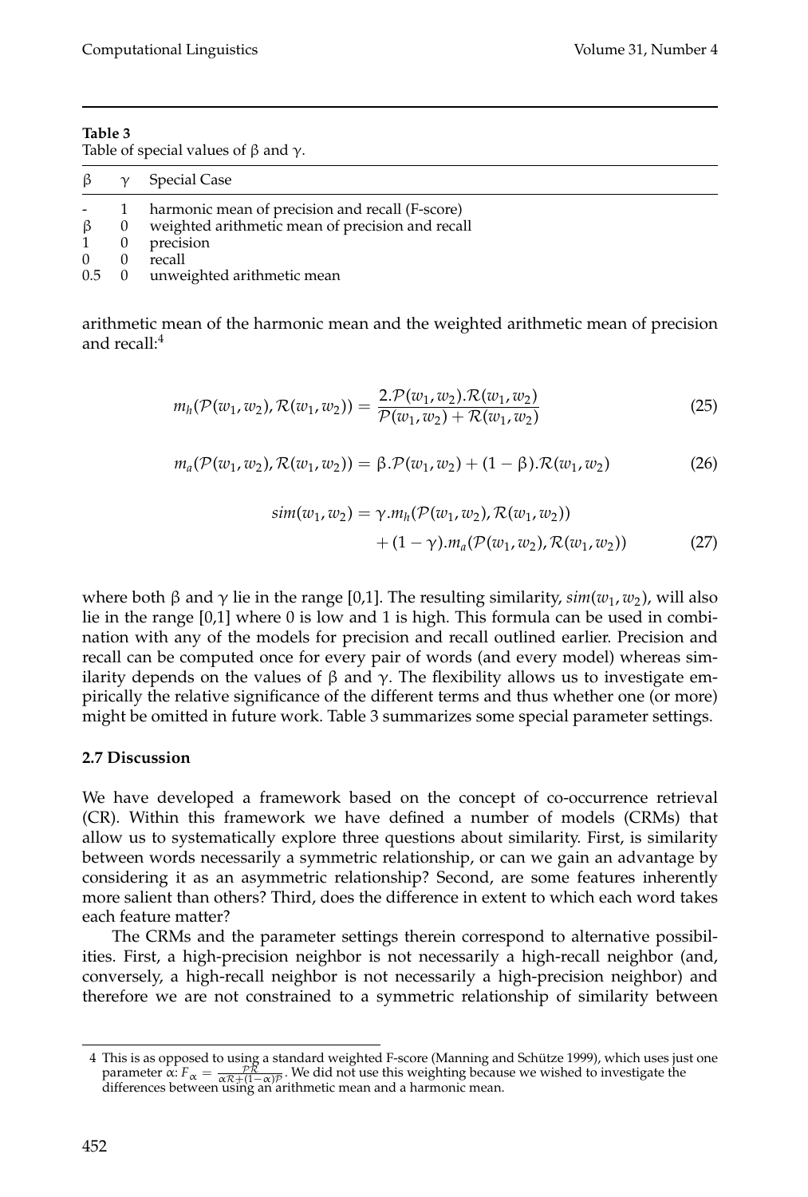**Table 3**
Table of special values of β and γ.

| β | γ | Special Case |
|---|---|---|
| - | 1 | harmonic mean of precision and recall (F-score) |
| β | 0 | weighted arithmetic mean of precision and recall |
| 1 | 0 | precision |
| 0 | 0 | recall |
| 0.5 | 0 | unweighted arithmetic mean |

arithmetic mean of the harmonic mean and the weighted arithmetic mean of precision and recall:[4]

$$m_h(\mathcal{P}(w_1, w_2), \mathcal{R}(w_1, w_2)) = \frac{2.\mathcal{P}(w_1, w_2).\mathcal{R}(w_1, w_2)}{\mathcal{P}(w_1, w_2) + \mathcal{R}(w_1, w_2)} \tag{25}$$

$$m_a(\mathcal{P}(w_1, w_2), \mathcal{R}(w_1, w_2)) = \beta.\mathcal{P}(w_1, w_2) + (1 - \beta).\mathcal{R}(w_1, w_2) \tag{26}$$

$$\begin{aligned} sim(w_1, w_2) = {} & \gamma.m_h(\mathcal{P}(w_1, w_2), \mathcal{R}(w_1, w_2)) \\ & + (1 - \gamma).m_a(\mathcal{P}(w_1, w_2), \mathcal{R}(w_1, w_2)) \end{aligned} \tag{27}$$

where both β and γ lie in the range [0,1]. The resulting similarity, $sim(w_1, w_2)$, will also lie in the range [0,1] where 0 is low and 1 is high. This formula can be used in combination with any of the models for precision and recall outlined earlier. Precision and recall can be computed once for every pair of words (and every model) whereas similarity depends on the values of β and γ. The flexibility allows us to investigate empirically the relative significance of the different terms and thus whether one (or more) might be omitted in future work. Table 3 summarizes some special parameter settings.

### 2.7 Discussion

We have developed a framework based on the concept of co-occurrence retrieval (CR). Within this framework we have defined a number of models (CRMs) that allow us to systematically explore three questions about similarity. First, is similarity between words necessarily a symmetric relationship, or can we gain an advantage by considering it as an asymmetric relationship? Second, are some features inherently more salient than others? Third, does the difference in extent to which each word takes each feature matter?

The CRMs and the parameter settings therein correspond to alternative possibilities. First, a high-precision neighbor is not necessarily a high-recall neighbor (and, conversely, a high-recall neighbor is not necessarily a high-precision neighbor) and therefore we are not constrained to a symmetric relationship of similarity between

---

4 This is as opposed to using a standard weighted F-score (Manning and Schütze 1999), which uses just one parameter α: $F_\alpha = \frac{\mathcal{PR}}{\alpha\mathcal{R} + (1-\alpha)\mathcal{P}}$. We did not use this weighting because we wished to investigate the differences between using an arithmetic mean and a harmonic mean.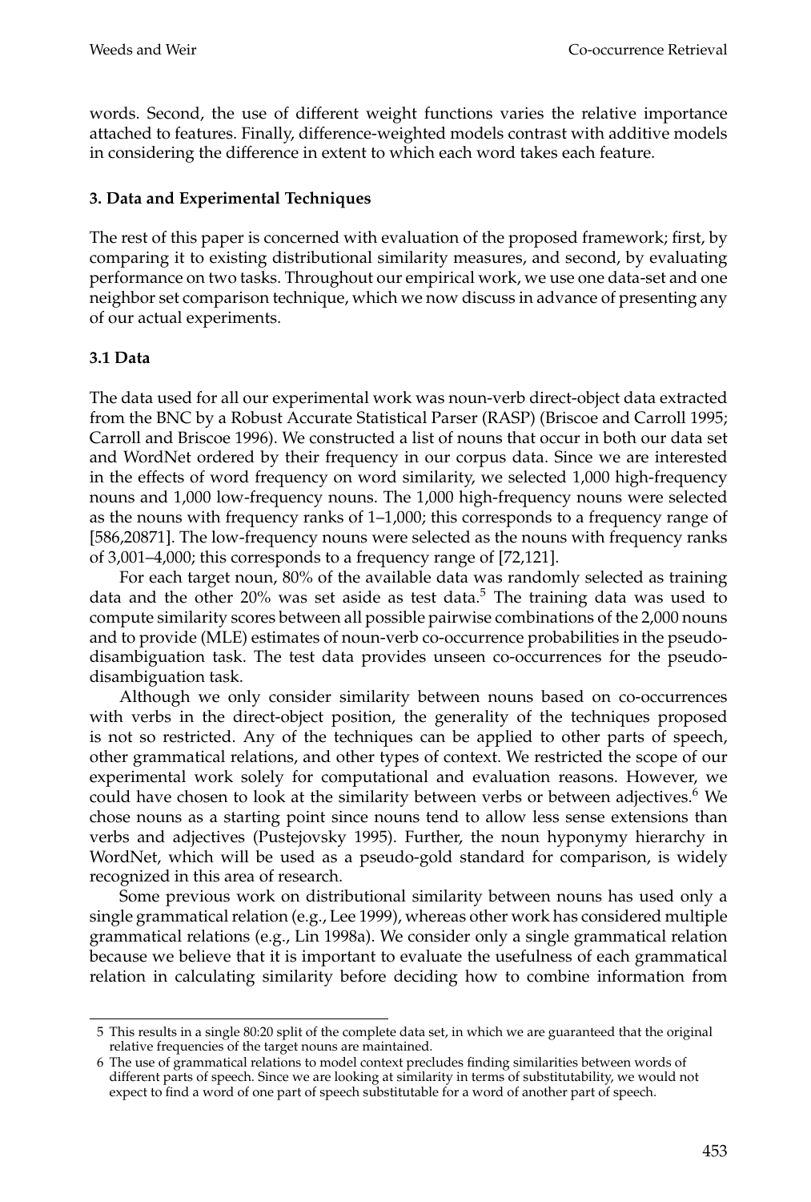words. Second, the use of different weight functions varies the relative importance attached to features. Finally, difference-weighted models contrast with additive models in considering the difference in extent to which each word takes each feature.

## 3. Data and Experimental Techniques

The rest of this paper is concerned with evaluation of the proposed framework; first, by comparing it to existing distributional similarity measures, and second, by evaluating performance on two tasks. Throughout our empirical work, we use one data-set and one neighbor set comparison technique, which we now discuss in advance of presenting any of our actual experiments.

### 3.1 Data

The data used for all our experimental work was noun-verb direct-object data extracted from the BNC by a Robust Accurate Statistical Parser (RASP) (Briscoe and Carroll 1995; Carroll and Briscoe 1996). We constructed a list of nouns that occur in both our data set and WordNet ordered by their frequency in our corpus data. Since we are interested in the effects of word frequency on word similarity, we selected 1,000 high-frequency nouns and 1,000 low-frequency nouns. The 1,000 high-frequency nouns were selected as the nouns with frequency ranks of 1–1,000; this corresponds to a frequency range of [586,20871]. The low-frequency nouns were selected as the nouns with frequency ranks of 3,001–4,000; this corresponds to a frequency range of [72,121].

For each target noun, 80% of the available data was randomly selected as training data and the other 20% was set aside as test data.[5] The training data was used to compute similarity scores between all possible pairwise combinations of the 2,000 nouns and to provide (MLE) estimates of noun-verb co-occurrence probabilities in the pseudo-disambiguation task. The test data provides unseen co-occurrences for the pseudo-disambiguation task.

Although we only consider similarity between nouns based on co-occurrences with verbs in the direct-object position, the generality of the techniques proposed is not so restricted. Any of the techniques can be applied to other parts of speech, other grammatical relations, and other types of context. We restricted the scope of our experimental work solely for computational and evaluation reasons. However, we could have chosen to look at the similarity between verbs or between adjectives.[6] We chose nouns as a starting point since nouns tend to allow less sense extensions than verbs and adjectives (Pustejovsky 1995). Further, the noun hyponymy hierarchy in WordNet, which will be used as a pseudo-gold standard for comparison, is widely recognized in this area of research.

Some previous work on distributional similarity between nouns has used only a single grammatical relation (e.g., Lee 1999), whereas other work has considered multiple grammatical relations (e.g., Lin 1998a). We consider only a single grammatical relation because we believe that it is important to evaluate the usefulness of each grammatical relation in calculating similarity before deciding how to combine information from

---

[5] This results in a single 80:20 split of the complete data set, in which we are guaranteed that the original relative frequencies of the target nouns are maintained.

[6] The use of grammatical relations to model context precludes finding similarities between words of different parts of speech. Since we are looking at similarity in terms of substitutability, we would not expect to find a word of one part of speech substitutable for a word of another part of speech.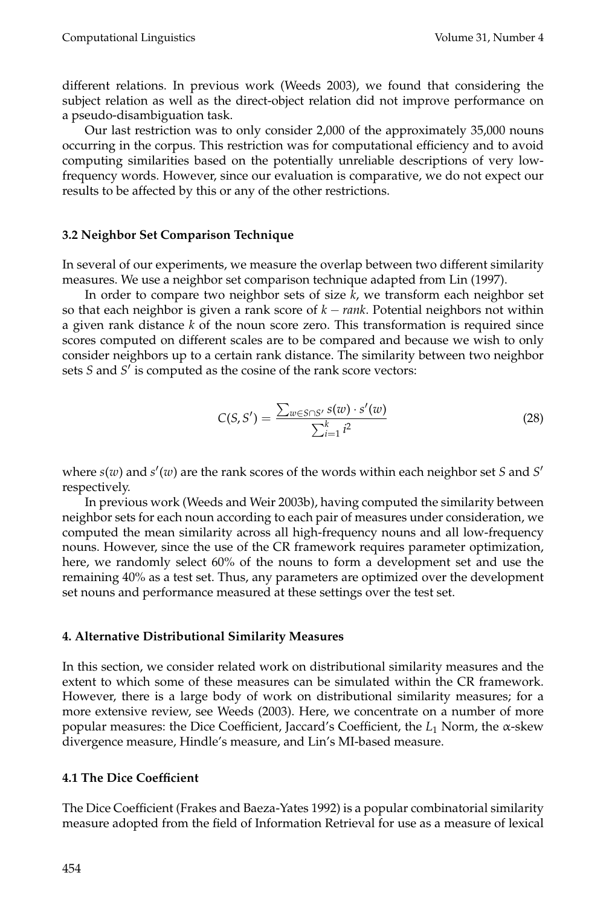different relations. In previous work (Weeds 2003), we found that considering the subject relation as well as the direct-object relation did not improve performance on a pseudo-disambiguation task.

Our last restriction was to only consider 2,000 of the approximately 35,000 nouns occurring in the corpus. This restriction was for computational efficiency and to avoid computing similarities based on the potentially unreliable descriptions of very low-frequency words. However, since our evaluation is comparative, we do not expect our results to be affected by this or any of the other restrictions.

### 3.2 Neighbor Set Comparison Technique

In several of our experiments, we measure the overlap between two different similarity measures. We use a neighbor set comparison technique adapted from Lin (1997).

In order to compare two neighbor sets of size $k$, we transform each neighbor set so that each neighbor is given a rank score of $k - rank$. Potential neighbors not within a given rank distance $k$ of the noun score zero. This transformation is required since scores computed on different scales are to be compared and because we wish to only consider neighbors up to a certain rank distance. The similarity between two neighbor sets $S$ and $S'$ is computed as the cosine of the rank score vectors:

$$C(S, S') = \frac{\sum_{w \in S \cap S'} s(w) \cdot s'(w)}{\sum_{i=1}^{k} i^2} \tag{28}$$

where $s(w)$ and $s'(w)$ are the rank scores of the words within each neighbor set $S$ and $S'$ respectively.

In previous work (Weeds and Weir 2003b), having computed the similarity between neighbor sets for each noun according to each pair of measures under consideration, we computed the mean similarity across all high-frequency nouns and all low-frequency nouns. However, since the use of the CR framework requires parameter optimization, here, we randomly select 60% of the nouns to form a development set and use the remaining 40% as a test set. Thus, any parameters are optimized over the development set nouns and performance measured at these settings over the test set.

## 4. Alternative Distributional Similarity Measures

In this section, we consider related work on distributional similarity measures and the extent to which some of these measures can be simulated within the CR framework. However, there is a large body of work on distributional similarity measures; for a more extensive review, see Weeds (2003). Here, we concentrate on a number of more popular measures: the Dice Coefficient, Jaccard's Coefficient, the $L_1$ Norm, the $\alpha$-skew divergence measure, Hindle's measure, and Lin's MI-based measure.

### 4.1 The Dice Coefficient

The Dice Coefficient (Frakes and Baeza-Yates 1992) is a popular combinatorial similarity measure adopted from the field of Information Retrieval for use as a measure of lexical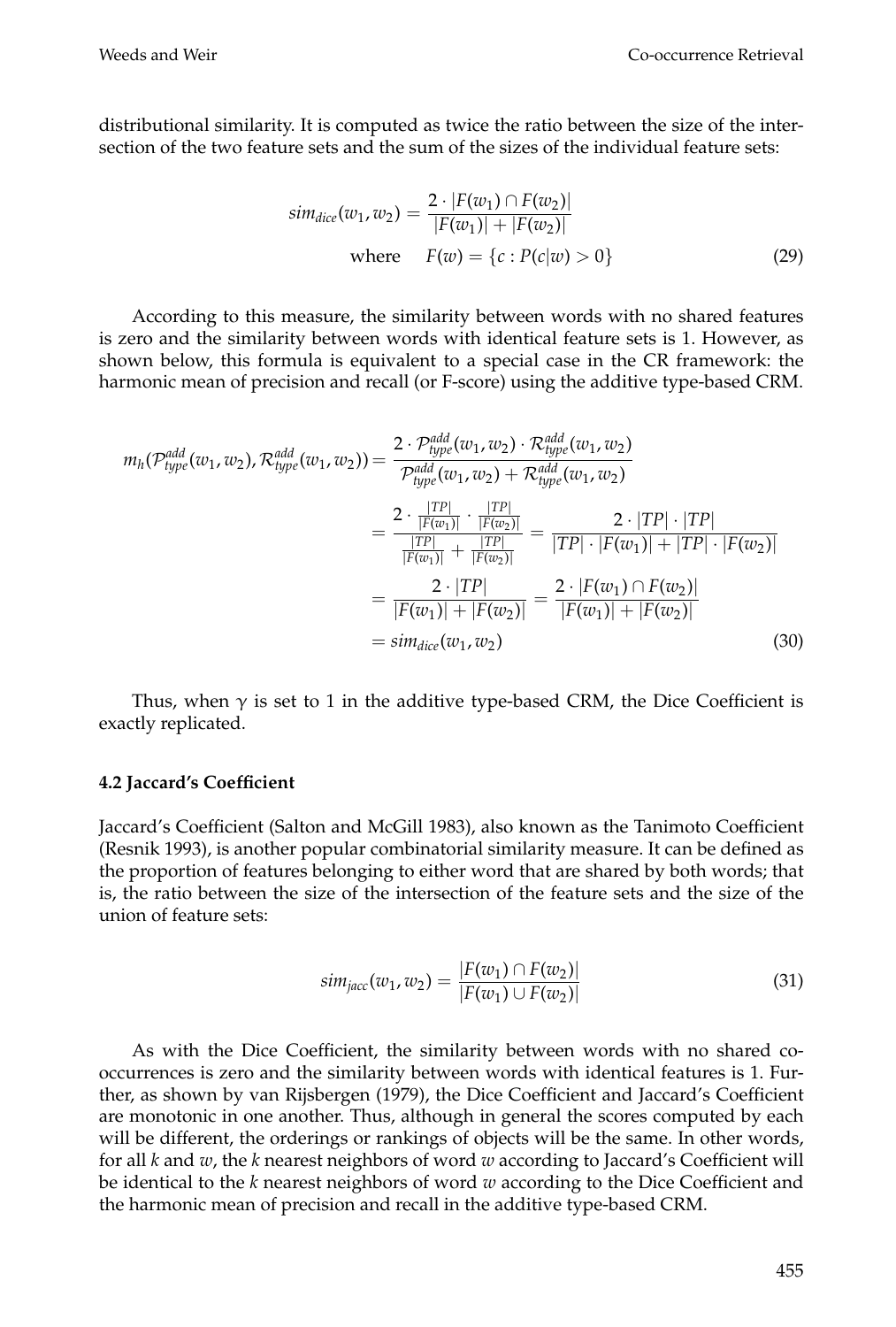distributional similarity. It is computed as twice the ratio between the size of the intersection of the two feature sets and the sum of the sizes of the individual feature sets:

$$sim_{dice}(w_1, w_2) = \frac{2 \cdot |F(w_1) \cap F(w_2)|}{|F(w_1)| + |F(w_2)|}$$
$$\text{where} \quad F(w) = \{c : P(c|w) > 0\} \tag{29}$$

According to this measure, the similarity between words with no shared features is zero and the similarity between words with identical feature sets is 1. However, as shown below, this formula is equivalent to a special case in the CR framework: the harmonic mean of precision and recall (or F-score) using the additive type-based CRM.

$$\begin{aligned}
m_h(\mathcal{P}^{add}_{type}(w_1, w_2), \mathcal{R}^{add}_{type}(w_1, w_2)) &= \frac{2 \cdot \mathcal{P}^{add}_{type}(w_1, w_2) \cdot \mathcal{R}^{add}_{type}(w_1, w_2)}{\mathcal{P}^{add}_{type}(w_1, w_2) + \mathcal{R}^{add}_{type}(w_1, w_2)} \\
&= \frac{2 \cdot \frac{|TP|}{|F(w_1)|} \cdot \frac{|TP|}{|F(w_2)|}}{\frac{|TP|}{|F(w_1)|} + \frac{|TP|}{|F(w_2)|}} = \frac{2 \cdot |TP| \cdot |TP|}{|TP| \cdot |F(w_1)| + |TP| \cdot |F(w_2)|} \\
&= \frac{2 \cdot |TP|}{|F(w_1)| + |F(w_2)|} = \frac{2 \cdot |F(w_1) \cap F(w_2)|}{|F(w_1)| + |F(w_2)|} \\
&= sim_{dice}(w_1, w_2)
\end{aligned} \tag{30}$$

Thus, when $\gamma$ is set to 1 in the additive type-based CRM, the Dice Coefficient is exactly replicated.

### 4.2 Jaccard's Coefficient

Jaccard's Coefficient (Salton and McGill 1983), also known as the Tanimoto Coefficient (Resnik 1993), is another popular combinatorial similarity measure. It can be defined as the proportion of features belonging to either word that are shared by both words; that is, the ratio between the size of the intersection of the feature sets and the size of the union of feature sets:

$$sim_{jacc}(w_1, w_2) = \frac{|F(w_1) \cap F(w_2)|}{|F(w_1) \cup F(w_2)|} \tag{31}$$

As with the Dice Coefficient, the similarity between words with no shared co-occurrences is zero and the similarity between words with identical features is 1. Further, as shown by van Rijsbergen (1979), the Dice Coefficient and Jaccard's Coefficient are monotonic in one another. Thus, although in general the scores computed by each will be different, the orderings or rankings of objects will be the same. In other words, for all $k$ and $w$, the $k$ nearest neighbors of word $w$ according to Jaccard's Coefficient will be identical to the $k$ nearest neighbors of word $w$ according to the Dice Coefficient and the harmonic mean of precision and recall in the additive type-based CRM.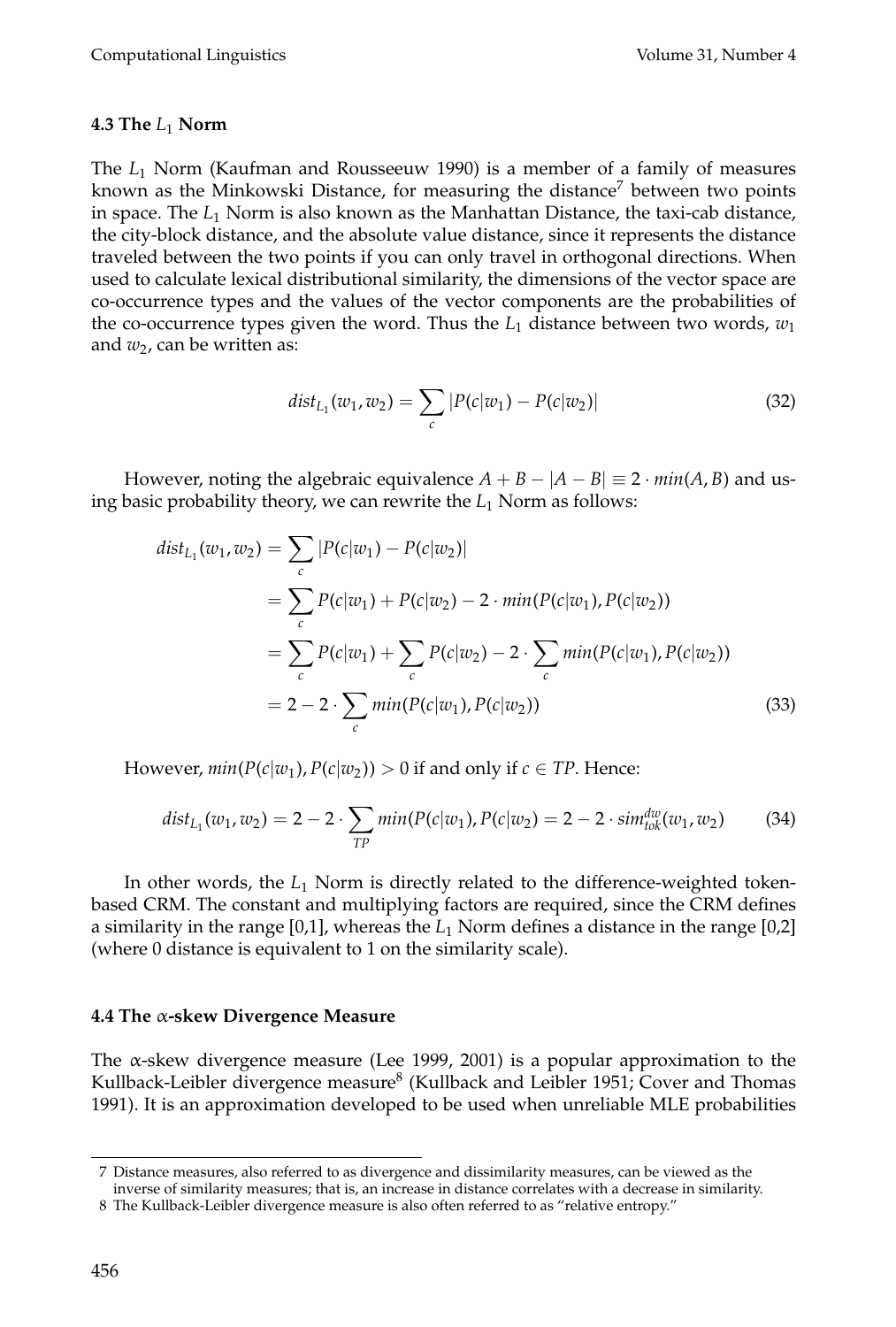### 4.3 The $L_1$ Norm

The $L_1$ Norm (Kaufman and Rousseeuw 1990) is a member of a family of measures known as the Minkowski Distance, for measuring the distance[7] between two points in space. The $L_1$ Norm is also known as the Manhattan Distance, the taxi-cab distance, the city-block distance, and the absolute value distance, since it represents the distance traveled between the two points if you can only travel in orthogonal directions. When used to calculate lexical distributional similarity, the dimensions of the vector space are co-occurrence types and the values of the vector components are the probabilities of the co-occurrence types given the word. Thus the $L_1$ distance between two words, $w_1$ and $w_2$, can be written as:

$$dist_{L_1}(w_1, w_2) = \sum_c |P(c|w_1) - P(c|w_2)| \tag{32}$$

However, noting the algebraic equivalence $A + B - |A - B| \equiv 2 \cdot min(A, B)$ and using basic probability theory, we can rewrite the $L_1$ Norm as follows:

$$\begin{aligned} dist_{L_1}(w_1, w_2) &= \sum_c |P(c|w_1) - P(c|w_2)| \\ &= \sum_c P(c|w_1) + P(c|w_2) - 2 \cdot min(P(c|w_1), P(c|w_2)) \\ &= \sum_c P(c|w_1) + \sum_c P(c|w_2) - 2 \cdot \sum_c min(P(c|w_1), P(c|w_2)) \\ &= 2 - 2 \cdot \sum_c min(P(c|w_1), P(c|w_2)) \end{aligned} \tag{33}$$

However, $min(P(c|w_1), P(c|w_2)) > 0$ if and only if $c \in TP$. Hence:

$$dist_{L_1}(w_1, w_2) = 2 - 2 \cdot \sum_{TP} min(P(c|w_1), P(c|w_2) = 2 - 2 \cdot sim^{dw}_{tok}(w_1, w_2) \tag{34}$$

In other words, the $L_1$ Norm is directly related to the difference-weighted token-based CRM. The constant and multiplying factors are required, since the CRM defines a similarity in the range [0,1], whereas the $L_1$ Norm defines a distance in the range [0,2] (where 0 distance is equivalent to 1 on the similarity scale).

### 4.4 The $\alpha$-skew Divergence Measure

The $\alpha$-skew divergence measure (Lee 1999, 2001) is a popular approximation to the Kullback-Leibler divergence measure[8] (Kullback and Leibler 1951; Cover and Thomas 1991). It is an approximation developed to be used when unreliable MLE probabilities

---

7 Distance measures, also referred to as divergence and dissimilarity measures, can be viewed as the inverse of similarity measures; that is, an increase in distance correlates with a decrease in similarity.

8 The Kullback-Leibler divergence measure is also often referred to as "relative entropy."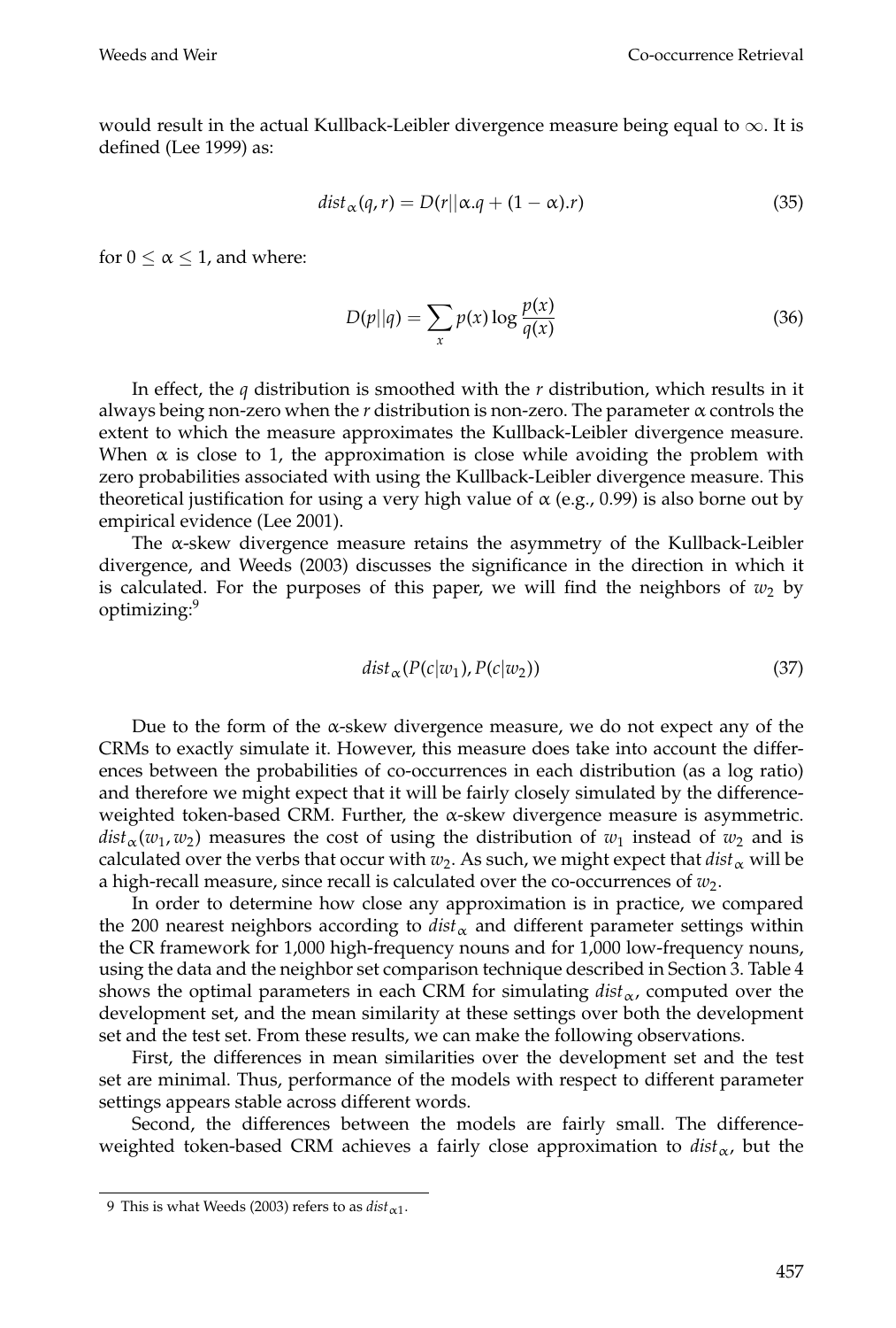would result in the actual Kullback-Leibler divergence measure being equal to $\infty$. It is defined (Lee 1999) as:

$$dist_{\alpha}(q, r) = D(r||\alpha.q + (1 - \alpha).r) \tag{35}$$

for $0 \leq \alpha \leq 1$, and where:

$$D(p||q) = \sum_{x} p(x) \log \frac{p(x)}{q(x)} \tag{36}$$

In effect, the $q$ distribution is smoothed with the $r$ distribution, which results in it always being non-zero when the $r$ distribution is non-zero. The parameter $\alpha$ controls the extent to which the measure approximates the Kullback-Leibler divergence measure. When $\alpha$ is close to 1, the approximation is close while avoiding the problem with zero probabilities associated with using the Kullback-Leibler divergence measure. This theoretical justification for using a very high value of $\alpha$ (e.g., 0.99) is also borne out by empirical evidence (Lee 2001).

The $\alpha$-skew divergence measure retains the asymmetry of the Kullback-Leibler divergence, and Weeds (2003) discusses the significance in the direction in which it is calculated. For the purposes of this paper, we will find the neighbors of $w_2$ by optimizing:[9]

$$dist_{\alpha}(P(c|w_1), P(c|w_2)) \tag{37}$$

Due to the form of the $\alpha$-skew divergence measure, we do not expect any of the CRMs to exactly simulate it. However, this measure does take into account the differences between the probabilities of co-occurrences in each distribution (as a log ratio) and therefore we might expect that it will be fairly closely simulated by the difference-weighted token-based CRM. Further, the $\alpha$-skew divergence measure is asymmetric. $dist_{\alpha}(w_1, w_2)$ measures the cost of using the distribution of $w_1$ instead of $w_2$ and is calculated over the verbs that occur with $w_2$. As such, we might expect that $dist_{\alpha}$ will be a high-recall measure, since recall is calculated over the co-occurrences of $w_2$.

In order to determine how close any approximation is in practice, we compared the 200 nearest neighbors according to $dist_{\alpha}$ and different parameter settings within the CR framework for 1,000 high-frequency nouns and for 1,000 low-frequency nouns, using the data and the neighbor set comparison technique described in Section 3. Table 4 shows the optimal parameters in each CRM for simulating $dist_{\alpha}$, computed over the development set, and the mean similarity at these settings over both the development set and the test set. From these results, we can make the following observations.

First, the differences in mean similarities over the development set and the test set are minimal. Thus, performance of the models with respect to different parameter settings appears stable across different words.

Second, the differences between the models are fairly small. The difference-weighted token-based CRM achieves a fairly close approximation to $dist_{\alpha}$, but the

[9] This is what Weeds (2003) refers to as $dist_{\alpha 1}$.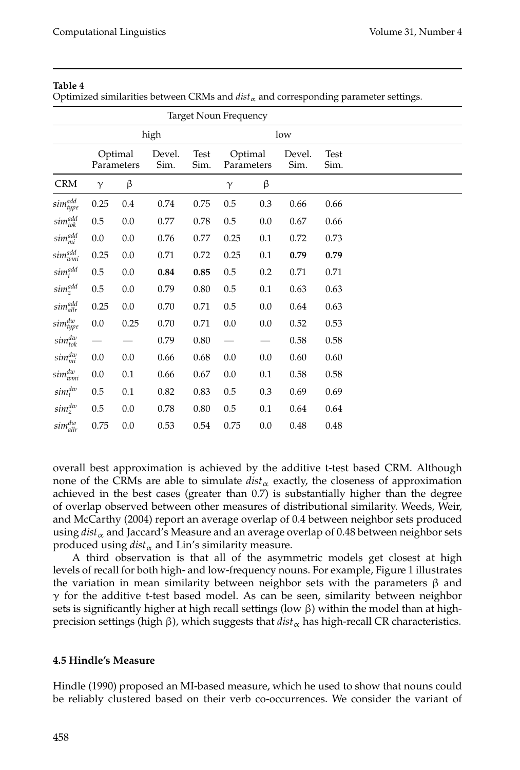**Table 4**
Optimized similarities between CRMs and $dist_\alpha$ and corresponding parameter settings.

| | Target Noun Frequency | | | | | | | |
|---|---|---|---|---|---|---|---|---|
| | high | | | | low | | | |
| | Optimal Parameters | | Devel. Sim. | Test Sim. | Optimal Parameters | | Devel. Sim. | Test Sim. |
| CRM | $\gamma$ | $\beta$ | | | $\gamma$ | $\beta$ | | |
| $sim^{add}_{type}$ | 0.25 | 0.4 | 0.74 | 0.75 | 0.5 | 0.3 | 0.66 | 0.66 |
| $sim^{add}_{tok}$ | 0.5 | 0.0 | 0.77 | 0.78 | 0.5 | 0.0 | 0.67 | 0.66 |
| $sim^{add}_{mi}$ | 0.0 | 0.0 | 0.76 | 0.77 | 0.25 | 0.1 | 0.72 | 0.73 |
| $sim^{add}_{wmi}$ | 0.25 | 0.0 | 0.71 | 0.72 | 0.25 | 0.1 | **0.79** | **0.79** |
| $sim^{add}_{t}$ | 0.5 | 0.0 | **0.84** | **0.85** | 0.5 | 0.2 | 0.71 | 0.71 |
| $sim^{add}_{z}$ | 0.5 | 0.0 | 0.79 | 0.80 | 0.5 | 0.1 | 0.63 | 0.63 |
| $sim^{add}_{allr}$ | 0.25 | 0.0 | 0.70 | 0.71 | 0.5 | 0.0 | 0.64 | 0.63 |
| $sim^{dw}_{type}$ | 0.0 | 0.25 | 0.70 | 0.71 | 0.0 | 0.0 | 0.52 | 0.53 |
| $sim^{dw}_{tok}$ | — | — | 0.79 | 0.80 | — | — | 0.58 | 0.58 |
| $sim^{dw}_{mi}$ | 0.0 | 0.0 | 0.66 | 0.68 | 0.0 | 0.0 | 0.60 | 0.60 |
| $sim^{dw}_{wmi}$ | 0.0 | 0.1 | 0.66 | 0.67 | 0.0 | 0.1 | 0.58 | 0.58 |
| $sim^{dw}_{t}$ | 0.5 | 0.1 | 0.82 | 0.83 | 0.5 | 0.3 | 0.69 | 0.69 |
| $sim^{dw}_{z}$ | 0.5 | 0.0 | 0.78 | 0.80 | 0.5 | 0.1 | 0.64 | 0.64 |
| $sim^{dw}_{allr}$ | 0.75 | 0.0 | 0.53 | 0.54 | 0.75 | 0.0 | 0.48 | 0.48 |

overall best approximation is achieved by the additive t-test based CRM. Although none of the CRMs are able to simulate $dist_\alpha$ exactly, the closeness of approximation achieved in the best cases (greater than 0.7) is substantially higher than the degree of overlap observed between other measures of distributional similarity. Weeds, Weir, and McCarthy (2004) report an average overlap of 0.4 between neighbor sets produced using $dist_\alpha$ and Jaccard's Measure and an average overlap of 0.48 between neighbor sets produced using $dist_\alpha$ and Lin's similarity measure.

A third observation is that all of the asymmetric models get closest at high levels of recall for both high- and low-frequency nouns. For example, Figure 1 illustrates the variation in mean similarity between neighbor sets with the parameters $\beta$ and $\gamma$ for the additive t-test based model. As can be seen, similarity between neighbor sets is significantly higher at high recall settings (low $\beta$) within the model than at high-precision settings (high $\beta$), which suggests that $dist_\alpha$ has high-recall CR characteristics.

### 4.5 Hindle's Measure

Hindle (1990) proposed an MI-based measure, which he used to show that nouns could be reliably clustered based on their verb co-occurrences. We consider the variant of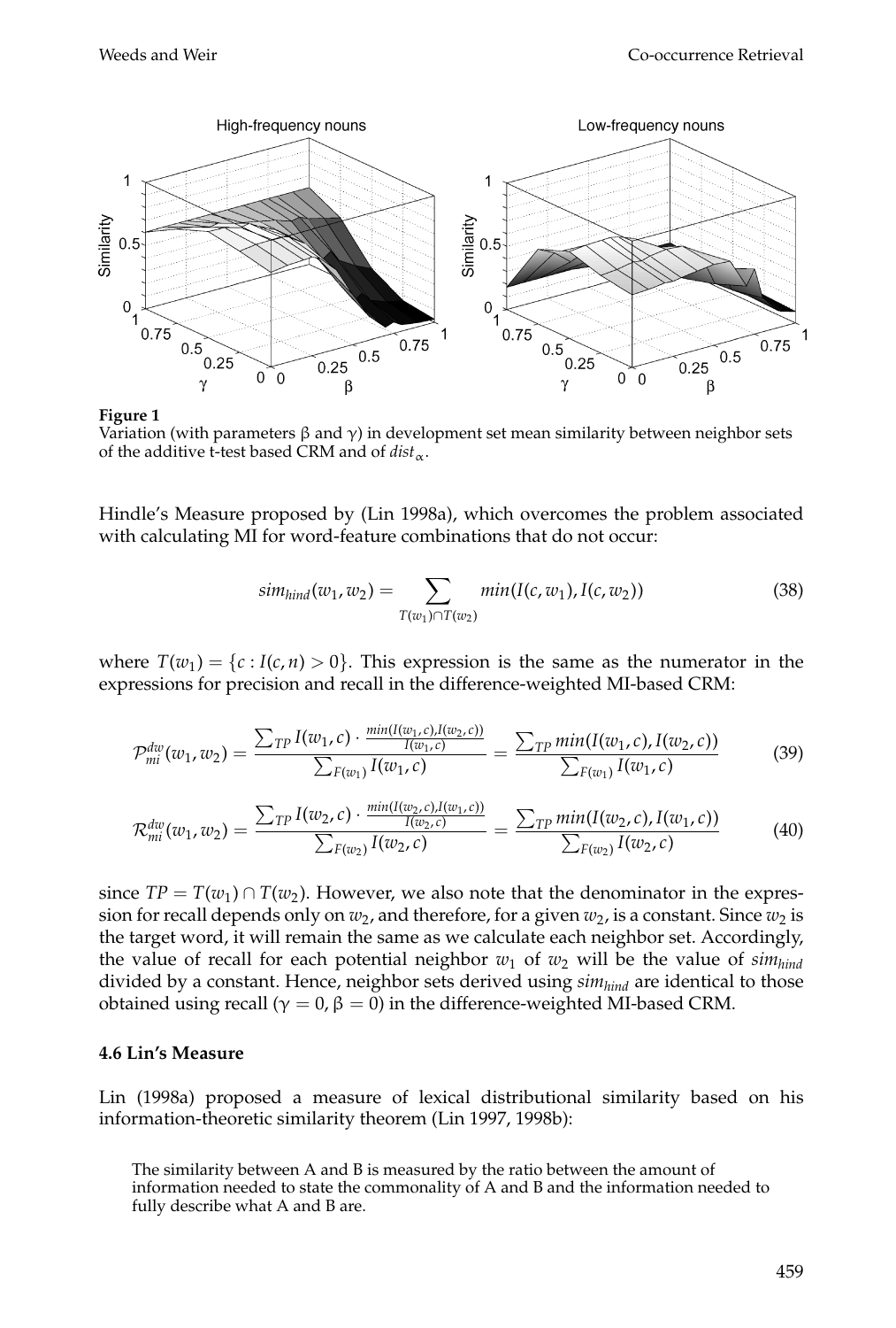**Figure 1**
Variation (with parameters β and γ) in development set mean similarity between neighbor sets of the additive t-test based CRM and of $dist_{\alpha}$.

Hindle's Measure proposed by (Lin 1998a), which overcomes the problem associated with calculating MI for word-feature combinations that do not occur:

$$sim_{hind}(w_1, w_2) = \sum_{T(w_1) \cap T(w_2)} min(I(c, w_1), I(c, w_2)) \tag{38}$$

where $T(w_1) = \{c : I(c, n) > 0\}$. This expression is the same as the numerator in the expressions for precision and recall in the difference-weighted MI-based CRM:

$$\mathcal{P}^{dw}_{mi}(w_1, w_2) = \frac{\sum_{TP} I(w_1, c) \cdot \frac{min(I(w_1,c), I(w_2,c))}{I(w_1,c)}}{\sum_{F(w_1)} I(w_1, c)} = \frac{\sum_{TP} min(I(w_1, c), I(w_2, c))}{\sum_{F(w_1)} I(w_1, c)} \tag{39}$$

$$\mathcal{R}^{dw}_{mi}(w_1, w_2) = \frac{\sum_{TP} I(w_2, c) \cdot \frac{min(I(w_2,c), I(w_1,c))}{I(w_2,c)}}{\sum_{F(w_2)} I(w_2, c)} = \frac{\sum_{TP} min(I(w_2, c), I(w_1, c))}{\sum_{F(w_2)} I(w_2, c)} \tag{40}$$

since $TP = T(w_1) \cap T(w_2)$. However, we also note that the denominator in the expression for recall depends only on $w_2$, and therefore, for a given $w_2$, is a constant. Since $w_2$ is the target word, it will remain the same as we calculate each neighbor set. Accordingly, the value of recall for each potential neighbor $w_1$ of $w_2$ will be the value of $sim_{hind}$ divided by a constant. Hence, neighbor sets derived using $sim_{hind}$ are identical to those obtained using recall ($\gamma = 0$, $\beta = 0$) in the difference-weighted MI-based CRM.

### 4.6 Lin's Measure

Lin (1998a) proposed a measure of lexical distributional similarity based on his information-theoretic similarity theorem (Lin 1997, 1998b):

> The similarity between A and B is measured by the ratio between the amount of information needed to state the commonality of A and B and the information needed to fully describe what A and B are.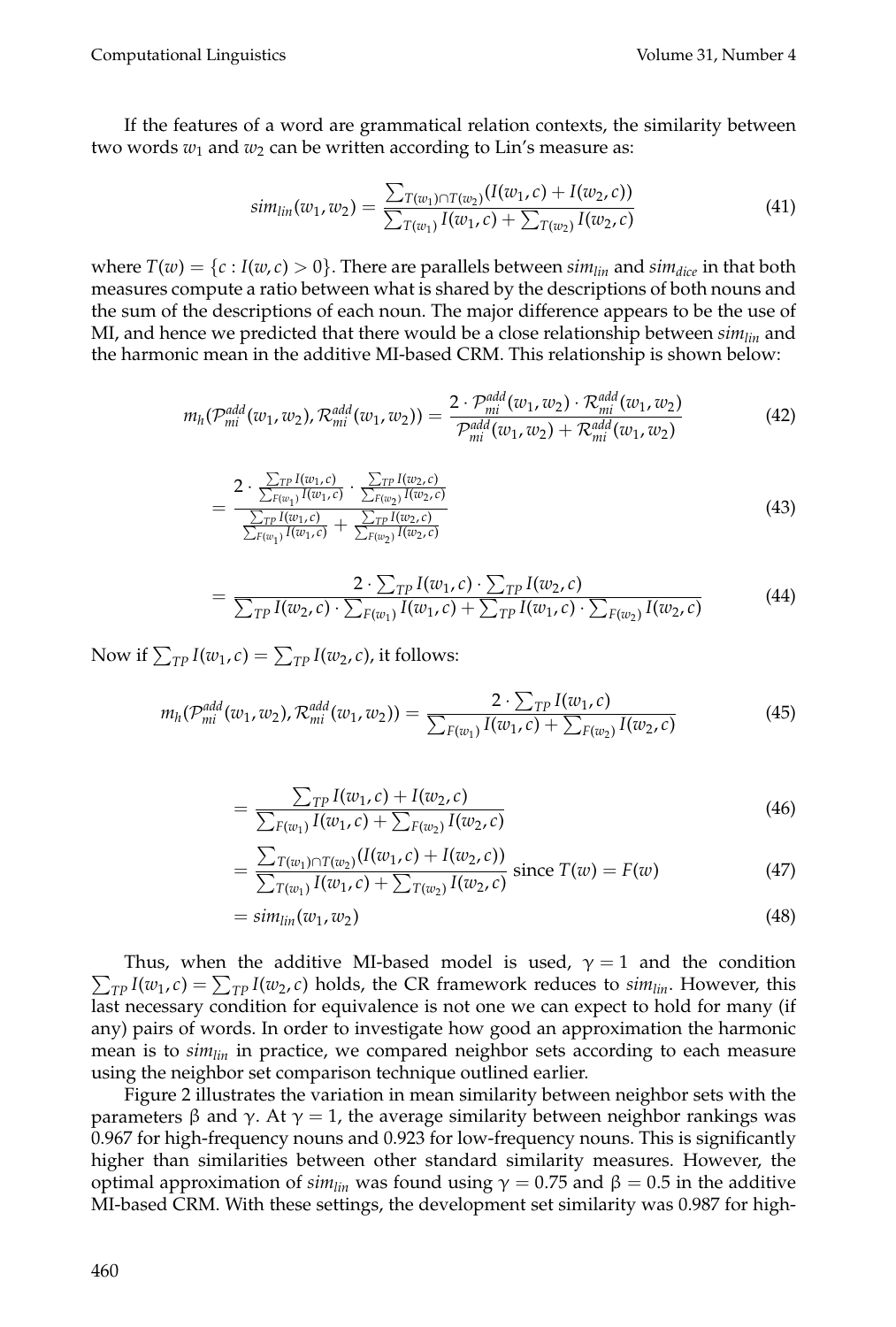If the features of a word are grammatical relation contexts, the similarity between two words $w_1$ and $w_2$ can be written according to Lin's measure as:

$$sim_{lin}(w_1, w_2) = \frac{\sum_{T(w_1) \cap T(w_2)} (I(w_1, c) + I(w_2, c))}{\sum_{T(w_1)} I(w_1, c) + \sum_{T(w_2)} I(w_2, c)} \tag{41}$$

where $T(w) = \{c : I(w, c) > 0\}$. There are parallels between $sim_{lin}$ and $sim_{dice}$ in that both measures compute a ratio between what is shared by the descriptions of both nouns and the sum of the descriptions of each noun. The major difference appears to be the use of MI, and hence we predicted that there would be a close relationship between $sim_{lin}$ and the harmonic mean in the additive MI-based CRM. This relationship is shown below:

$$m_h(\mathcal{P}^{add}_{mi}(w_1, w_2), \mathcal{R}^{add}_{mi}(w_1, w_2)) = \frac{2 \cdot \mathcal{P}^{add}_{mi}(w_1, w_2) \cdot \mathcal{R}^{add}_{mi}(w_1, w_2)}{\mathcal{P}^{add}_{mi}(w_1, w_2) + \mathcal{R}^{add}_{mi}(w_1, w_2)} \tag{42}$$

$$= \frac{2 \cdot \frac{\sum_{TP} I(w_1, c)}{\sum_{F(w_1)} I(w_1, c)} \cdot \frac{\sum_{TP} I(w_2, c)}{\sum_{F(w_2)} I(w_2, c)}}{\frac{\sum_{TP} I(w_1, c)}{\sum_{F(w_1)} I(w_1, c)} + \frac{\sum_{TP} I(w_2, c)}{\sum_{F(w_2)} I(w_2, c)}} \tag{43}$$

$$= \frac{2 \cdot \sum_{TP} I(w_1, c) \cdot \sum_{TP} I(w_2, c)}{\sum_{TP} I(w_2, c) \cdot \sum_{F(w_1)} I(w_1, c) + \sum_{TP} I(w_1, c) \cdot \sum_{F(w_2)} I(w_2, c)} \tag{44}$$

Now if $\sum_{TP} I(w_1, c) = \sum_{TP} I(w_2, c)$, it follows:

$$m_h(\mathcal{P}^{add}_{mi}(w_1, w_2), \mathcal{R}^{add}_{mi}(w_1, w_2)) = \frac{2 \cdot \sum_{TP} I(w_1, c)}{\sum_{F(w_1)} I(w_1, c) + \sum_{F(w_2)} I(w_2, c)} \tag{45}$$

$$= \frac{\sum_{TP} I(w_1, c) + I(w_2, c)}{\sum_{F(w_1)} I(w_1, c) + \sum_{F(w_2)} I(w_2, c)} \tag{46}$$

$$= \frac{\sum_{T(w_1) \cap T(w_2)} (I(w_1, c) + I(w_2, c))}{\sum_{T(w_1)} I(w_1, c) + \sum_{T(w_2)} I(w_2, c)} \text{ since } T(w) = F(w) \tag{47}$$

$$= sim_{lin}(w_1, w_2) \tag{48}$$

Thus, when the additive MI-based model is used, $\gamma = 1$ and the condition $\sum_{TP} I(w_1, c) = \sum_{TP} I(w_2, c)$ holds, the CR framework reduces to $sim_{lin}$. However, this last necessary condition for equivalence is not one we can expect to hold for many (if any) pairs of words. In order to investigate how good an approximation the harmonic mean is to $sim_{lin}$ in practice, we compared neighbor sets according to each measure using the neighbor set comparison technique outlined earlier.

Figure 2 illustrates the variation in mean similarity between neighbor sets with the parameters $\beta$ and $\gamma$. At $\gamma = 1$, the average similarity between neighbor rankings was 0.967 for high-frequency nouns and 0.923 for low-frequency nouns. This is significantly higher than similarities between other standard similarity measures. However, the optimal approximation of $sim_{lin}$ was found using $\gamma = 0.75$ and $\beta = 0.5$ in the additive MI-based CRM. With these settings, the development set similarity was 0.987 for high-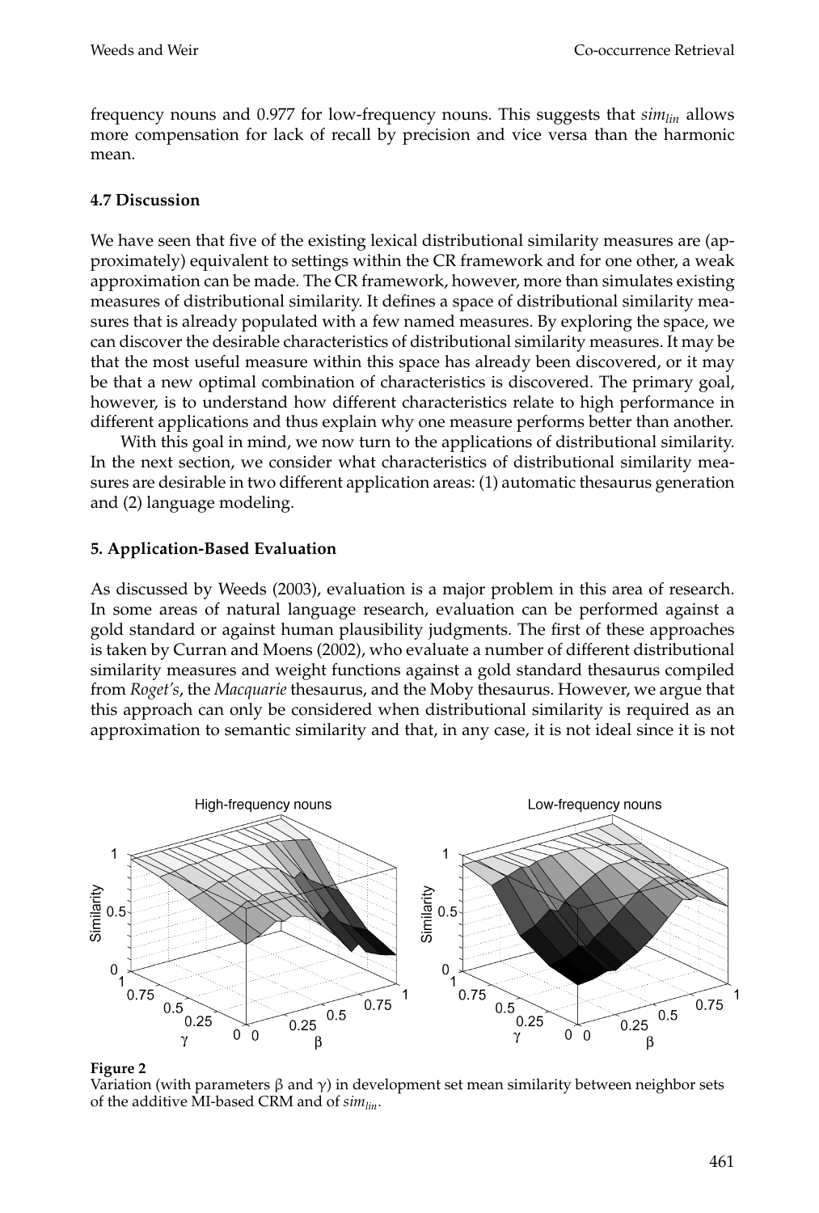frequency nouns and 0.977 for low-frequency nouns. This suggests that $sim_{lin}$ allows more compensation for lack of recall by precision and vice versa than the harmonic mean.

### 4.7 Discussion

We have seen that five of the existing lexical distributional similarity measures are (approximately) equivalent to settings within the CR framework and for one other, a weak approximation can be made. The CR framework, however, more than simulates existing measures of distributional similarity. It defines a space of distributional similarity measures that is already populated with a few named measures. By exploring the space, we can discover the desirable characteristics of distributional similarity measures. It may be that the most useful measure within this space has already been discovered, or it may be that a new optimal combination of characteristics is discovered. The primary goal, however, is to understand how different characteristics relate to high performance in different applications and thus explain why one measure performs better than another.

With this goal in mind, we now turn to the applications of distributional similarity. In the next section, we consider what characteristics of distributional similarity measures are desirable in two different application areas: (1) automatic thesaurus generation and (2) language modeling.

## 5. Application-Based Evaluation

As discussed by Weeds (2003), evaluation is a major problem in this area of research. In some areas of natural language research, evaluation can be performed against a gold standard or against human plausibility judgments. The first of these approaches is taken by Curran and Moens (2002), who evaluate a number of different distributional similarity measures and weight functions against a gold standard thesaurus compiled from *Roget's*, the *Macquarie* thesaurus, and the Moby thesaurus. However, we argue that this approach can only be considered when distributional similarity is required as an approximation to semantic similarity and that, in any case, it is not ideal since it is not

**Figure 2**
Variation (with parameters $\beta$ and $\gamma$) in development set mean similarity between neighbor sets of the additive MI-based CRM and of $sim_{lin}$.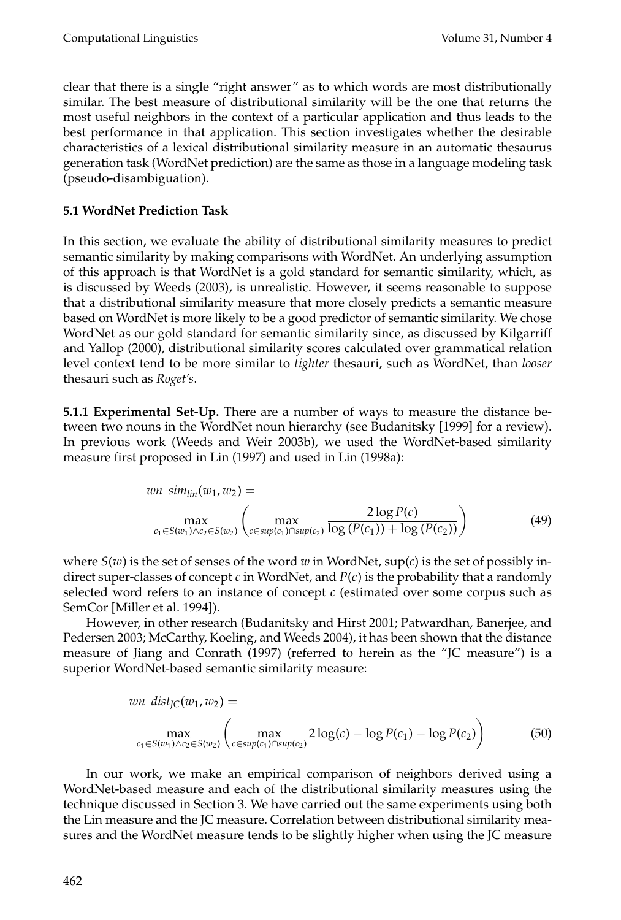clear that there is a single "right answer" as to which words are most distributionally similar. The best measure of distributional similarity will be the one that returns the most useful neighbors in the context of a particular application and thus leads to the best performance in that application. This section investigates whether the desirable characteristics of a lexical distributional similarity measure in an automatic thesaurus generation task (WordNet prediction) are the same as those in a language modeling task (pseudo-disambiguation).

### 5.1 WordNet Prediction Task

In this section, we evaluate the ability of distributional similarity measures to predict semantic similarity by making comparisons with WordNet. An underlying assumption of this approach is that WordNet is a gold standard for semantic similarity, which, as is discussed by Weeds (2003), is unrealistic. However, it seems reasonable to suppose that a distributional similarity measure that more closely predicts a semantic measure based on WordNet is more likely to be a good predictor of semantic similarity. We chose WordNet as our gold standard for semantic similarity since, as discussed by Kilgarriff and Yallop (2000), distributional similarity scores calculated over grammatical relation level context tend to be more similar to *tighter* thesauri, such as WordNet, than *looser* thesauri such as *Roget's*.

**5.1.1 Experimental Set-Up.** There are a number of ways to measure the distance between two nouns in the WordNet noun hierarchy (see Budanitsky [1999] for a review). In previous work (Weeds and Weir 2003b), we used the WordNet-based similarity measure first proposed in Lin (1997) and used in Lin (1998a):

$$wn\_sim_{lin}(w_1, w_2) = \max_{c_1 \in S(w_1) \wedge c_2 \in S(w_2)} \left( \max_{c \in sup(c_1) \cap sup(c_2)} \frac{2 \log P(c)}{\log(P(c_1)) + \log(P(c_2))} \right) \tag{49}$$

where $S(w)$ is the set of senses of the word $w$ in WordNet, sup($c$) is the set of possibly indirect super-classes of concept $c$ in WordNet, and $P(c)$ is the probability that a randomly selected word refers to an instance of concept $c$ (estimated over some corpus such as SemCor [Miller et al. 1994]).

However, in other research (Budanitsky and Hirst 2001; Patwardhan, Banerjee, and Pedersen 2003; McCarthy, Koeling, and Weeds 2004), it has been shown that the distance measure of Jiang and Conrath (1997) (referred to herein as the "JC measure") is a superior WordNet-based semantic similarity measure:

$$wn\_dist_{JC}(w_1, w_2) = \max_{c_1 \in S(w_1) \wedge c_2 \in S(w_2)} \left( \max_{c \in sup(c_1) \cap sup(c_2)} 2 \log(c) - \log P(c_1) - \log P(c_2) \right) \tag{50}$$

In our work, we make an empirical comparison of neighbors derived using a WordNet-based measure and each of the distributional similarity measures using the technique discussed in Section 3. We have carried out the same experiments using both the Lin measure and the JC measure. Correlation between distributional similarity measures and the WordNet measure tends to be slightly higher when using the JC measure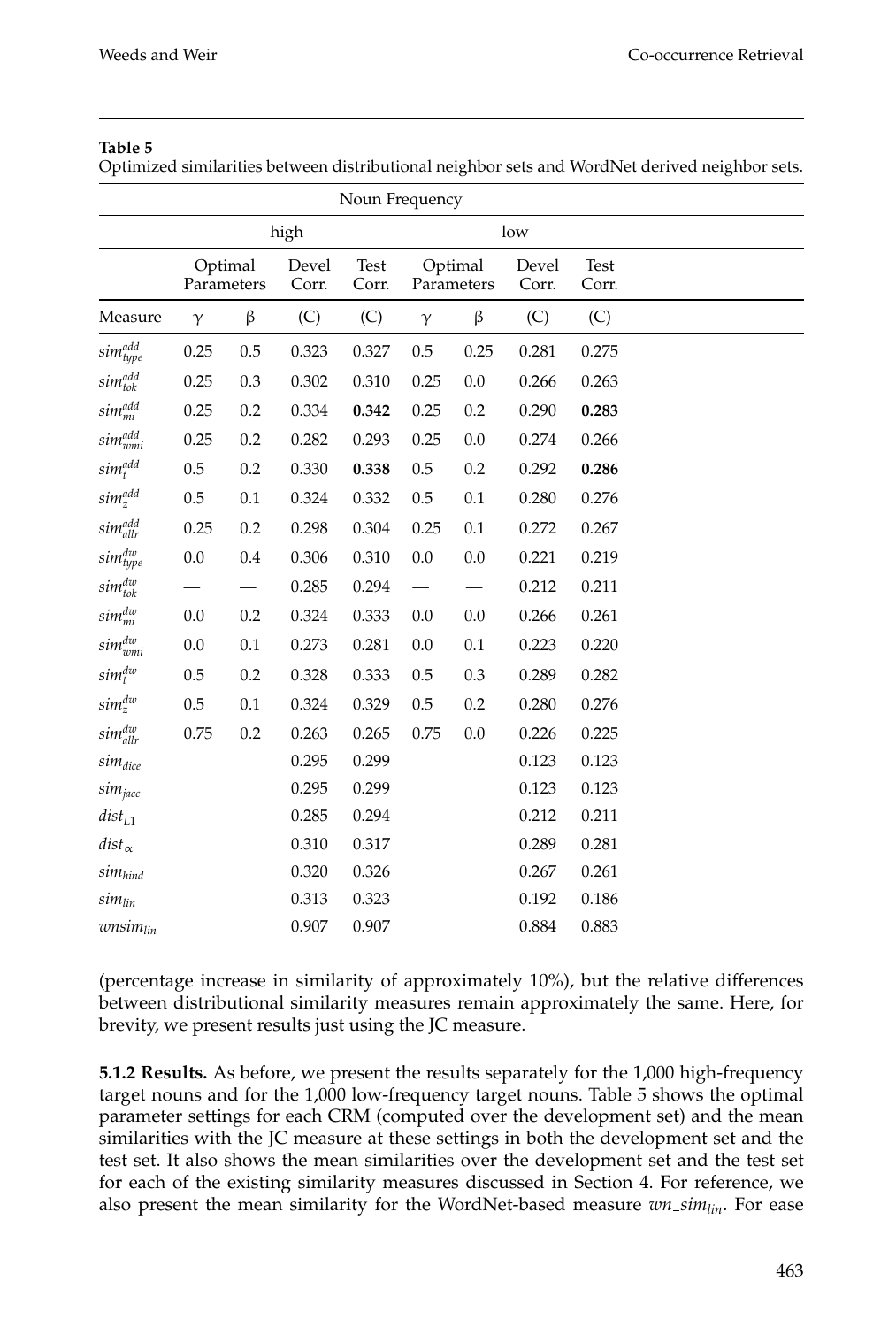**Table 5**
Optimized similarities between distributional neighbor sets and WordNet derived neighbor sets.

| | Noun Frequency | | | | | | | |
|---|---|---|---|---|---|---|---|---|
| | high | | | | low | | | |
| | Optimal Parameters | | Devel Corr. | Test Corr. | Optimal Parameters | | Devel Corr. | Test Corr. |
| Measure | γ | β | (C) | (C) | γ | β | (C) | (C) |
| $sim^{add}_{type}$ | 0.25 | 0.5 | 0.323 | 0.327 | 0.5 | 0.25 | 0.281 | 0.275 |
| $sim^{add}_{tok}$ | 0.25 | 0.3 | 0.302 | 0.310 | 0.25 | 0.0 | 0.266 | 0.263 |
| $sim^{add}_{mi}$ | 0.25 | 0.2 | 0.334 | **0.342** | 0.25 | 0.2 | 0.290 | **0.283** |
| $sim^{add}_{wmi}$ | 0.25 | 0.2 | 0.282 | 0.293 | 0.25 | 0.0 | 0.274 | 0.266 |
| $sim^{add}_{t}$ | 0.5 | 0.2 | 0.330 | **0.338** | 0.5 | 0.2 | 0.292 | **0.286** |
| $sim^{add}_{z}$ | 0.5 | 0.1 | 0.324 | 0.332 | 0.5 | 0.1 | 0.280 | 0.276 |
| $sim^{add}_{allr}$ | 0.25 | 0.2 | 0.298 | 0.304 | 0.25 | 0.1 | 0.272 | 0.267 |
| $sim^{dw}_{type}$ | 0.0 | 0.4 | 0.306 | 0.310 | 0.0 | 0.0 | 0.221 | 0.219 |
| $sim^{dw}_{tok}$ | — | — | 0.285 | 0.294 | — | — | 0.212 | 0.211 |
| $sim^{dw}_{mi}$ | 0.0 | 0.2 | 0.324 | 0.333 | 0.0 | 0.0 | 0.266 | 0.261 |
| $sim^{dw}_{wmi}$ | 0.0 | 0.1 | 0.273 | 0.281 | 0.0 | 0.1 | 0.223 | 0.220 |
| $sim^{dw}_{t}$ | 0.5 | 0.2 | 0.328 | 0.333 | 0.5 | 0.3 | 0.289 | 0.282 |
| $sim^{dw}_{z}$ | 0.5 | 0.1 | 0.324 | 0.329 | 0.5 | 0.2 | 0.280 | 0.276 |
| $sim^{dw}_{allr}$ | 0.75 | 0.2 | 0.263 | 0.265 | 0.75 | 0.0 | 0.226 | 0.225 |
| $sim_{dice}$ | | | 0.295 | 0.299 | | | 0.123 | 0.123 |
| $sim_{jacc}$ | | | 0.295 | 0.299 | | | 0.123 | 0.123 |
| $dist_{L1}$ | | | 0.285 | 0.294 | | | 0.212 | 0.211 |
| $dist_{\alpha}$ | | | 0.310 | 0.317 | | | 0.289 | 0.281 |
| $sim_{hind}$ | | | 0.320 | 0.326 | | | 0.267 | 0.261 |
| $sim_{lin}$ | | | 0.313 | 0.323 | | | 0.192 | 0.186 |
| $wnsim_{lin}$ | | | 0.907 | 0.907 | | | 0.884 | 0.883 |

(percentage increase in similarity of approximately 10%), but the relative differences between distributional similarity measures remain approximately the same. Here, for brevity, we present results just using the JC measure.

**5.1.2 Results.** As before, we present the results separately for the 1,000 high-frequency target nouns and for the 1,000 low-frequency target nouns. Table 5 shows the optimal parameter settings for each CRM (computed over the development set) and the mean similarities with the JC measure at these settings in both the development set and the test set. It also shows the mean similarities over the development set and the test set for each of the existing similarity measures discussed in Section 4. For reference, we also present the mean similarity for the WordNet-based measure $wn\_sim_{lin}$. For ease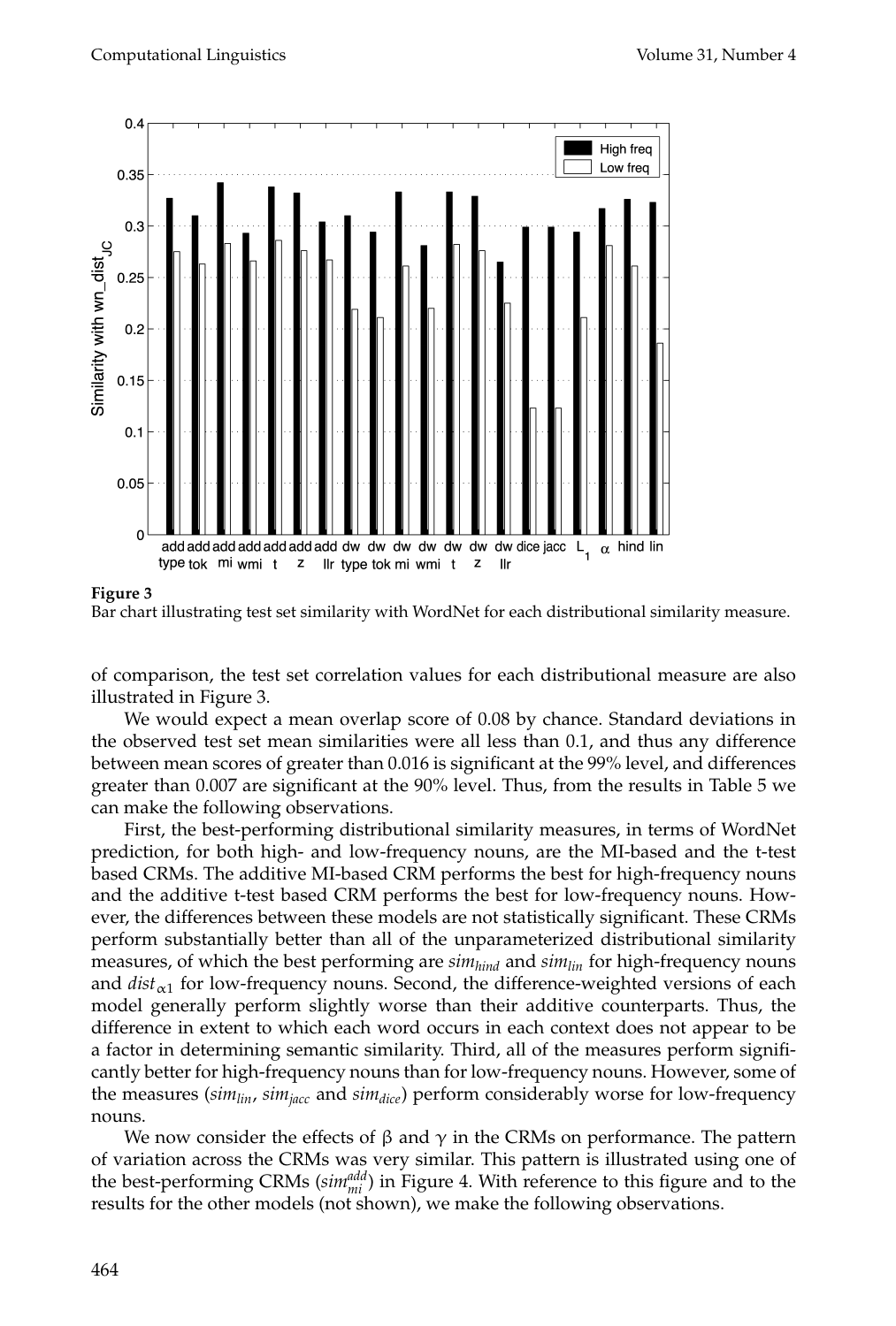**Figure 3**
Bar chart illustrating test set similarity with WordNet for each distributional similarity measure.

of comparison, the test set correlation values for each distributional measure are also illustrated in Figure 3.

We would expect a mean overlap score of 0.08 by chance. Standard deviations in the observed test set mean similarities were all less than 0.1, and thus any difference between mean scores of greater than 0.016 is significant at the 99% level, and differences greater than 0.007 are significant at the 90% level. Thus, from the results in Table 5 we can make the following observations.

First, the best-performing distributional similarity measures, in terms of WordNet prediction, for both high- and low-frequency nouns, are the MI-based and the t-test based CRMs. The additive MI-based CRM performs the best for high-frequency nouns and the additive t-test based CRM performs the best for low-frequency nouns. However, the differences between these models are not statistically significant. These CRMs perform substantially better than all of the unparameterized distributional similarity measures, of which the best performing are $sim_{hind}$ and $sim_{lin}$ for high-frequency nouns and $dist_{\alpha 1}$ for low-frequency nouns. Second, the difference-weighted versions of each model generally perform slightly worse than their additive counterparts. Thus, the difference in extent to which each word occurs in each context does not appear to be a factor in determining semantic similarity. Third, all of the measures perform significantly better for high-frequency nouns than for low-frequency nouns. However, some of the measures ($sim_{lin}$, $sim_{jacc}$ and $sim_{dice}$) perform considerably worse for low-frequency nouns.

We now consider the effects of $\beta$ and $\gamma$ in the CRMs on performance. The pattern of variation across the CRMs was very similar. This pattern is illustrated using one of the best-performing CRMs ($sim^{add}_{mi}$) in Figure 4. With reference to this figure and to the results for the other models (not shown), we make the following observations.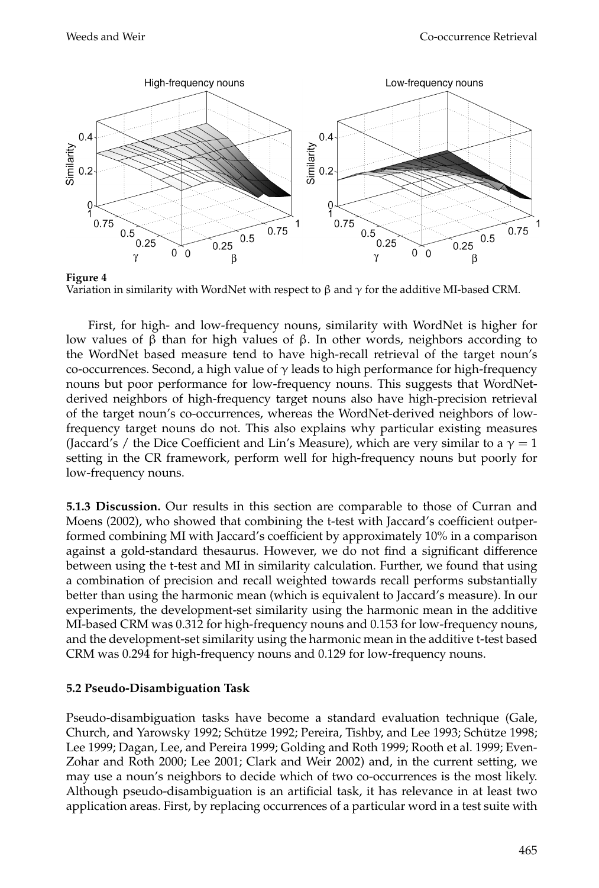**Figure 4**
Variation in similarity with WordNet with respect to $\beta$ and $\gamma$ for the additive MI-based CRM.

First, for high- and low-frequency nouns, similarity with WordNet is higher for low values of $\beta$ than for high values of $\beta$. In other words, neighbors according to the WordNet based measure tend to have high-recall retrieval of the target noun's co-occurrences. Second, a high value of $\gamma$ leads to high performance for high-frequency nouns but poor performance for low-frequency nouns. This suggests that WordNet-derived neighbors of high-frequency target nouns also have high-precision retrieval of the target noun's co-occurrences, whereas the WordNet-derived neighbors of low-frequency target nouns do not. This also explains why particular existing measures (Jaccard's / the Dice Coefficient and Lin's Measure), which are very similar to a $\gamma = 1$ setting in the CR framework, perform well for high-frequency nouns but poorly for low-frequency nouns.

**5.1.3 Discussion.** Our results in this section are comparable to those of Curran and Moens (2002), who showed that combining the t-test with Jaccard's coefficient outperformed combining MI with Jaccard's coefficient by approximately 10% in a comparison against a gold-standard thesaurus. However, we do not find a significant difference between using the t-test and MI in similarity calculation. Further, we found that using a combination of precision and recall weighted towards recall performs substantially better than using the harmonic mean (which is equivalent to Jaccard's measure). In our experiments, the development-set similarity using the harmonic mean in the additive MI-based CRM was 0.312 for high-frequency nouns and 0.153 for low-frequency nouns, and the development-set similarity using the harmonic mean in the additive t-test based CRM was 0.294 for high-frequency nouns and 0.129 for low-frequency nouns.

### 5.2 Pseudo-Disambiguation Task

Pseudo-disambiguation tasks have become a standard evaluation technique (Gale, Church, and Yarowsky 1992; Schütze 1992; Pereira, Tishby, and Lee 1993; Schütze 1998; Lee 1999; Dagan, Lee, and Pereira 1999; Golding and Roth 1999; Rooth et al. 1999; Even-Zohar and Roth 2000; Lee 2001; Clark and Weir 2002) and, in the current setting, we may use a noun's neighbors to decide which of two co-occurrences is the most likely. Although pseudo-disambiguation is an artificial task, it has relevance in at least two application areas. First, by replacing occurrences of a particular word in a test suite with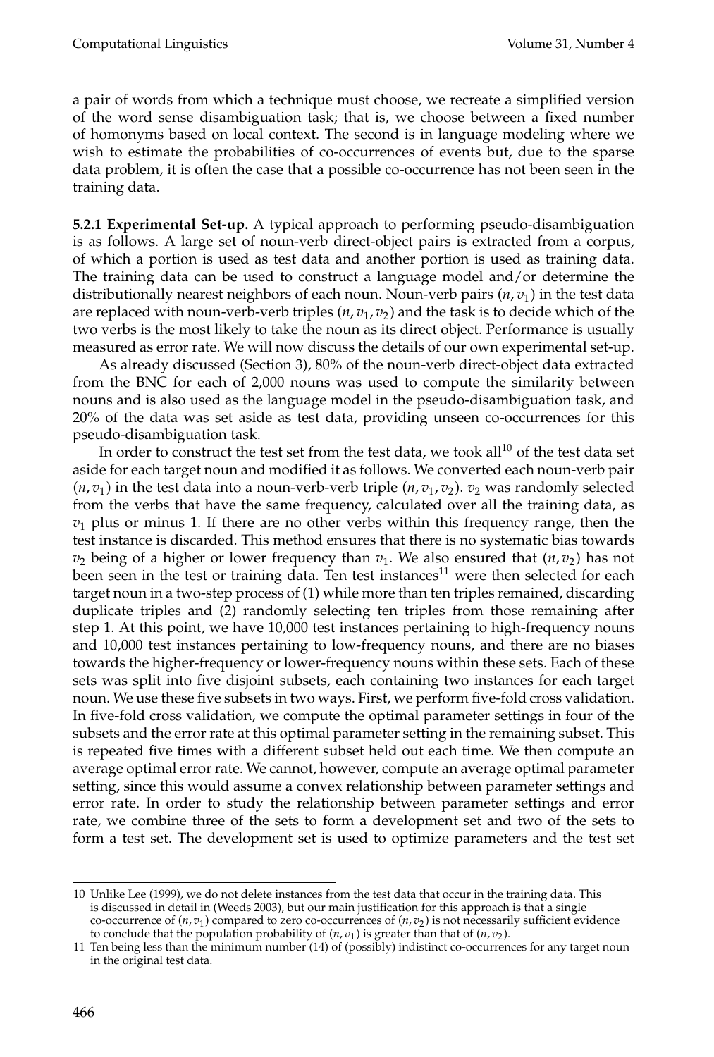a pair of words from which a technique must choose, we recreate a simplified version of the word sense disambiguation task; that is, we choose between a fixed number of homonyms based on local context. The second is in language modeling where we wish to estimate the probabilities of co-occurrences of events but, due to the sparse data problem, it is often the case that a possible co-occurrence has not been seen in the training data.

**5.2.1 Experimental Set-up.** A typical approach to performing pseudo-disambiguation is as follows. A large set of noun-verb direct-object pairs is extracted from a corpus, of which a portion is used as test data and another portion is used as training data. The training data can be used to construct a language model and/or determine the distributionally nearest neighbors of each noun. Noun-verb pairs $(n, v_1)$ in the test data are replaced with noun-verb-verb triples $(n, v_1, v_2)$ and the task is to decide which of the two verbs is the most likely to take the noun as its direct object. Performance is usually measured as error rate. We will now discuss the details of our own experimental set-up.

As already discussed (Section 3), 80% of the noun-verb direct-object data extracted from the BNC for each of 2,000 nouns was used to compute the similarity between nouns and is also used as the language model in the pseudo-disambiguation task, and 20% of the data was set aside as test data, providing unseen co-occurrences for this pseudo-disambiguation task.

In order to construct the test set from the test data, we took all[10] of the test data set aside for each target noun and modified it as follows. We converted each noun-verb pair $(n, v_1)$ in the test data into a noun-verb-verb triple $(n, v_1, v_2)$. $v_2$ was randomly selected from the verbs that have the same frequency, calculated over all the training data, as $v_1$ plus or minus 1. If there are no other verbs within this frequency range, then the test instance is discarded. This method ensures that there is no systematic bias towards $v_2$ being of a higher or lower frequency than $v_1$. We also ensured that $(n, v_2)$ has not been seen in the test or training data. Ten test instances[11] were then selected for each target noun in a two-step process of (1) while more than ten triples remained, discarding duplicate triples and (2) randomly selecting ten triples from those remaining after step 1. At this point, we have 10,000 test instances pertaining to high-frequency nouns and 10,000 test instances pertaining to low-frequency nouns, and there are no biases towards the higher-frequency or lower-frequency nouns within these sets. Each of these sets was split into five disjoint subsets, each containing two instances for each target noun. We use these five subsets in two ways. First, we perform five-fold cross validation. In five-fold cross validation, we compute the optimal parameter settings in four of the subsets and the error rate at this optimal parameter setting in the remaining subset. This is repeated five times with a different subset held out each time. We then compute an average optimal error rate. We cannot, however, compute an average optimal parameter setting, since this would assume a convex relationship between parameter settings and error rate. In order to study the relationship between parameter settings and error rate, we combine three of the sets to form a development set and two of the sets to form a test set. The development set is used to optimize parameters and the test set

---

10 Unlike Lee (1999), we do not delete instances from the test data that occur in the training data. This is discussed in detail in (Weeds 2003), but our main justification for this approach is that a single co-occurrence of $(n, v_1)$ compared to zero co-occurrences of $(n, v_2)$ is not necessarily sufficient evidence to conclude that the population probability of $(n, v_1)$ is greater than that of $(n, v_2)$.

11 Ten being less than the minimum number (14) of (possibly) indistinct co-occurrences for any target noun in the original test data.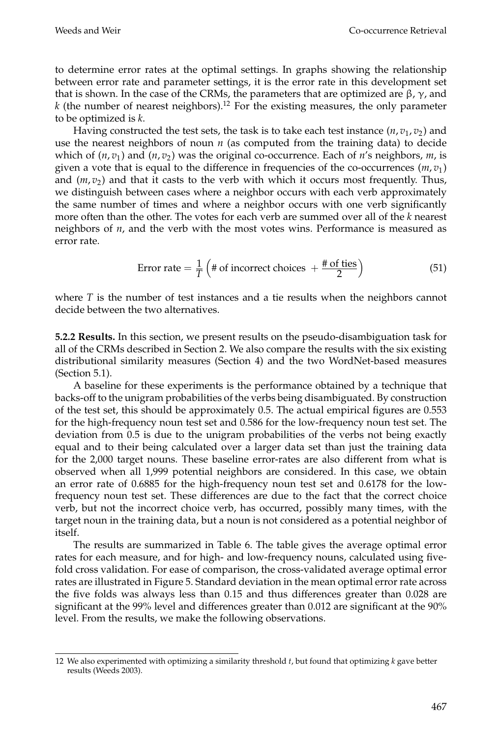to determine error rates at the optimal settings. In graphs showing the relationship between error rate and parameter settings, it is the error rate in this development set that is shown. In the case of the CRMs, the parameters that are optimized are $\beta$, $\gamma$, and $k$ (the number of nearest neighbors).[12] For the existing measures, the only parameter to be optimized is $k$.

Having constructed the test sets, the task is to take each test instance $(n, v_1, v_2)$ and use the nearest neighbors of noun $n$ (as computed from the training data) to decide which of $(n, v_1)$ and $(n, v_2)$ was the original co-occurrence. Each of $n$'s neighbors, $m$, is given a vote that is equal to the difference in frequencies of the co-occurrences $(m, v_1)$ and $(m, v_2)$ and that it casts to the verb with which it occurs most frequently. Thus, we distinguish between cases where a neighbor occurs with each verb approximately the same number of times and where a neighbor occurs with one verb significantly more often than the other. The votes for each verb are summed over all of the $k$ nearest neighbors of $n$, and the verb with the most votes wins. Performance is measured as error rate.

$$\text{Error rate} = \frac{1}{T}\left(\text{\# of incorrect choices } + \frac{\text{\# of ties}}{2}\right) \tag{51}$$

where $T$ is the number of test instances and a tie results when the neighbors cannot decide between the two alternatives.

**5.2.2 Results.** In this section, we present results on the pseudo-disambiguation task for all of the CRMs described in Section 2. We also compare the results with the six existing distributional similarity measures (Section 4) and the two WordNet-based measures (Section 5.1).

A baseline for these experiments is the performance obtained by a technique that backs-off to the unigram probabilities of the verbs being disambiguated. By construction of the test set, this should be approximately 0.5. The actual empirical figures are 0.553 for the high-frequency noun test set and 0.586 for the low-frequency noun test set. The deviation from 0.5 is due to the unigram probabilities of the verbs not being exactly equal and to their being calculated over a larger data set than just the training data for the 2,000 target nouns. These baseline error-rates are also different from what is observed when all 1,999 potential neighbors are considered. In this case, we obtain an error rate of 0.6885 for the high-frequency noun test set and 0.6178 for the low-frequency noun test set. These differences are due to the fact that the correct choice verb, but not the incorrect choice verb, has occurred, possibly many times, with the target noun in the training data, but a noun is not considered as a potential neighbor of itself.

The results are summarized in Table 6. The table gives the average optimal error rates for each measure, and for high- and low-frequency nouns, calculated using five-fold cross validation. For ease of comparison, the cross-validated average optimal error rates are illustrated in Figure 5. Standard deviation in the mean optimal error rate across the five folds was always less than 0.15 and thus differences greater than 0.028 are significant at the 99% level and differences greater than 0.012 are significant at the 90% level. From the results, we make the following observations.

12 We also experimented with optimizing a similarity threshold $t$, but found that optimizing $k$ gave better results (Weeds 2003).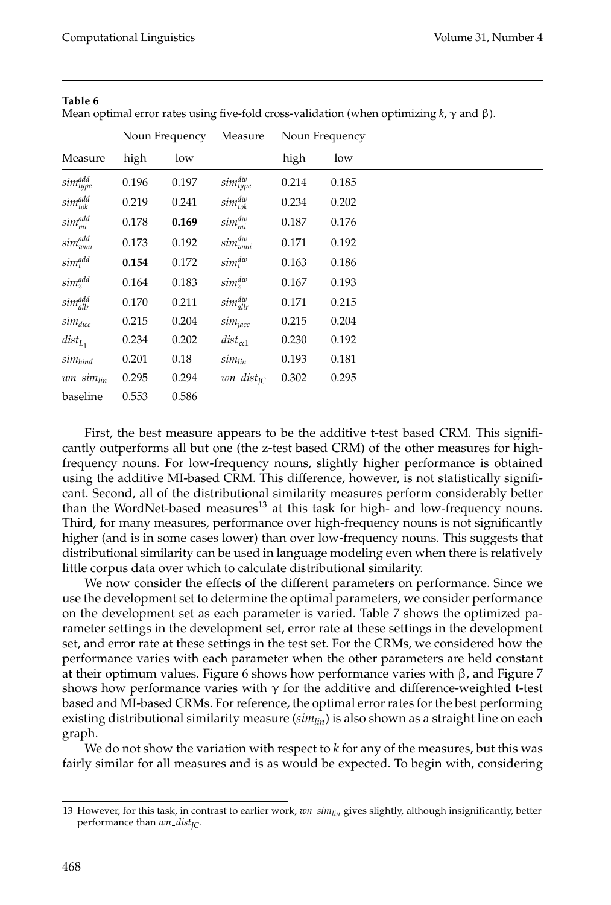**Table 6**
Mean optimal error rates using five-fold cross-validation (when optimizing $k$, $\gamma$ and $\beta$).

| | Noun Frequency | | Measure | Noun Frequency | |
|---|---|---|---|---|---|
| Measure | high | low | | high | low |
| $sim^{add}_{type}$ | 0.196 | 0.197 | $sim^{dw}_{type}$ | 0.214 | 0.185 |
| $sim^{add}_{tok}$ | 0.219 | 0.241 | $sim^{dw}_{tok}$ | 0.234 | 0.202 |
| $sim^{add}_{mi}$ | 0.178 | **0.169** | $sim^{dw}_{mi}$ | 0.187 | 0.176 |
| $sim^{add}_{wmi}$ | 0.173 | 0.192 | $sim^{dw}_{wmi}$ | 0.171 | 0.192 |
| $sim^{add}_{t}$ | **0.154** | 0.172 | $sim^{dw}_{t}$ | 0.163 | 0.186 |
| $sim^{add}_{z}$ | 0.164 | 0.183 | $sim^{dw}_{z}$ | 0.167 | 0.193 |
| $sim^{add}_{allr}$ | 0.170 | 0.211 | $sim^{dw}_{allr}$ | 0.171 | 0.215 |
| $sim_{dice}$ | 0.215 | 0.204 | $sim_{jacc}$ | 0.215 | 0.204 |
| $dist_{L_1}$ | 0.234 | 0.202 | $dist_{\alpha 1}$ | 0.230 | 0.192 |
| $sim_{hind}$ | 0.201 | 0.18 | $sim_{lin}$ | 0.193 | 0.181 |
| $wn\_sim_{lin}$ | 0.295 | 0.294 | $wn\_dist_{JC}$ | 0.302 | 0.295 |
| baseline | 0.553 | 0.586 | | | |

First, the best measure appears to be the additive t-test based CRM. This significantly outperforms all but one (the z-test based CRM) of the other measures for high-frequency nouns. For low-frequency nouns, slightly higher performance is obtained using the additive MI-based CRM. This difference, however, is not statistically significant. Second, all of the distributional similarity measures perform considerably better than the WordNet-based measures[13] at this task for high- and low-frequency nouns. Third, for many measures, performance over high-frequency nouns is not significantly higher (and is in some cases lower) than over low-frequency nouns. This suggests that distributional similarity can be used in language modeling even when there is relatively little corpus data over which to calculate distributional similarity.

We now consider the effects of the different parameters on performance. Since we use the development set to determine the optimal parameters, we consider performance on the development set as each parameter is varied. Table 7 shows the optimized parameter settings in the development set, error rate at these settings in the development set, and error rate at these settings in the test set. For the CRMs, we considered how the performance varies with each parameter when the other parameters are held constant at their optimum values. Figure 6 shows how performance varies with $\beta$, and Figure 7 shows how performance varies with $\gamma$ for the additive and difference-weighted t-test based and MI-based CRMs. For reference, the optimal error rates for the best performing existing distributional similarity measure ($sim_{lin}$) is also shown as a straight line on each graph.

We do not show the variation with respect to $k$ for any of the measures, but this was fairly similar for all measures and is as would be expected. To begin with, considering

13 However, for this task, in contrast to earlier work, $wn\_sim_{lin}$ gives slightly, although insignificantly, better performance than $wn\_dist_{JC}$.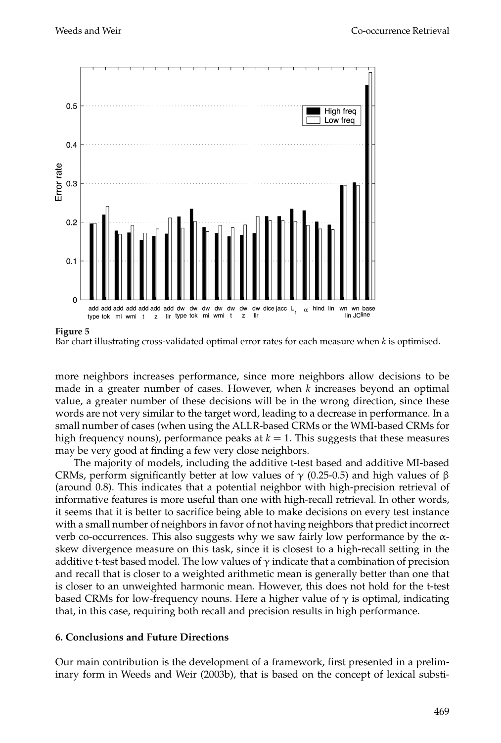**Figure 5**
Bar chart illustrating cross-validated optimal error rates for each measure when $k$ is optimised.

more neighbors increases performance, since more neighbors allow decisions to be made in a greater number of cases. However, when $k$ increases beyond an optimal value, a greater number of these decisions will be in the wrong direction, since these words are not very similar to the target word, leading to a decrease in performance. In a small number of cases (when using the ALLR-based CRMs or the WMI-based CRMs for high frequency nouns), performance peaks at $k = 1$. This suggests that these measures may be very good at finding a few very close neighbors.

The majority of models, including the additive t-test based and additive MI-based CRMs, perform significantly better at low values of $\gamma$ (0.25-0.5) and high values of $\beta$ (around 0.8). This indicates that a potential neighbor with high-precision retrieval of informative features is more useful than one with high-recall retrieval. In other words, it seems that it is better to sacrifice being able to make decisions on every test instance with a small number of neighbors in favor of not having neighbors that predict incorrect verb co-occurrences. This also suggests why we saw fairly low performance by the $\alpha$-skew divergence measure on this task, since it is closest to a high-recall setting in the additive t-test based model. The low values of $\gamma$ indicate that a combination of precision and recall that is closer to a weighted arithmetic mean is generally better than one that is closer to an unweighted harmonic mean. However, this does not hold for the t-test based CRMs for low-frequency nouns. Here a higher value of $\gamma$ is optimal, indicating that, in this case, requiring both recall and precision results in high performance.

## 6. Conclusions and Future Directions

Our main contribution is the development of a framework, first presented in a preliminary form in Weeds and Weir (2003b), that is based on the concept of lexical substi-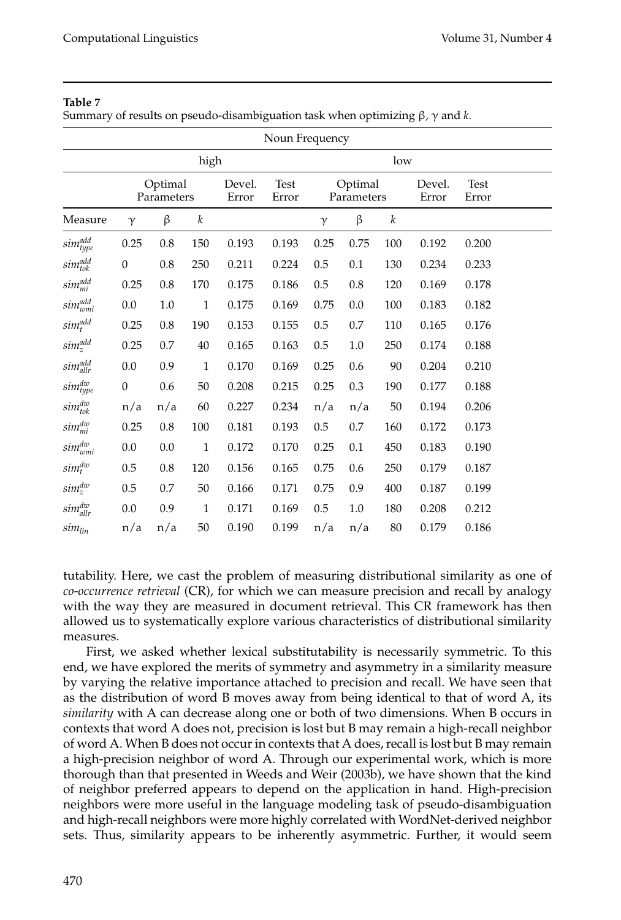**Table 7**

Summary of results on pseudo-disambiguation task when optimizing β, γ and *k*.

| | Noun Frequency | | | | | | | | | |
|---|---|---|---|---|---|---|---|---|---|---|
| | high | | | | | low | | | | |
| | Optimal Parameters | | | Devel. Error | Test Error | Optimal Parameters | | | Devel. Error | Test Error |
| Measure | γ | β | *k* | | | γ | β | *k* | | |
| $sim^{add}_{type}$ | 0.25 | 0.8 | 150 | 0.193 | 0.193 | 0.25 | 0.75 | 100 | 0.192 | 0.200 |
| $sim^{add}_{tok}$ | 0 | 0.8 | 250 | 0.211 | 0.224 | 0.5 | 0.1 | 130 | 0.234 | 0.233 |
| $sim^{add}_{mi}$ | 0.25 | 0.8 | 170 | 0.175 | 0.186 | 0.5 | 0.8 | 120 | 0.169 | 0.178 |
| $sim^{add}_{wmi}$ | 0.0 | 1.0 | 1 | 0.175 | 0.169 | 0.75 | 0.0 | 100 | 0.183 | 0.182 |
| $sim^{add}_{t}$ | 0.25 | 0.8 | 190 | 0.153 | 0.155 | 0.5 | 0.7 | 110 | 0.165 | 0.176 |
| $sim^{add}_{z}$ | 0.25 | 0.7 | 40 | 0.165 | 0.163 | 0.5 | 1.0 | 250 | 0.174 | 0.188 |
| $sim^{add}_{allr}$ | 0.0 | 0.9 | 1 | 0.170 | 0.169 | 0.25 | 0.6 | 90 | 0.204 | 0.210 |
| $sim^{dw}_{type}$ | 0 | 0.6 | 50 | 0.208 | 0.215 | 0.25 | 0.3 | 190 | 0.177 | 0.188 |
| $sim^{dw}_{tok}$ | n/a | n/a | 60 | 0.227 | 0.234 | n/a | n/a | 50 | 0.194 | 0.206 |
| $sim^{dw}_{mi}$ | 0.25 | 0.8 | 100 | 0.181 | 0.193 | 0.5 | 0.7 | 160 | 0.172 | 0.173 |
| $sim^{dw}_{wmi}$ | 0.0 | 0.0 | 1 | 0.172 | 0.170 | 0.25 | 0.1 | 450 | 0.183 | 0.190 |
| $sim^{dw}_{t}$ | 0.5 | 0.8 | 120 | 0.156 | 0.165 | 0.75 | 0.6 | 250 | 0.179 | 0.187 |
| $sim^{dw}_{z}$ | 0.5 | 0.7 | 50 | 0.166 | 0.171 | 0.75 | 0.9 | 400 | 0.187 | 0.199 |
| $sim^{dw}_{allr}$ | 0.0 | 0.9 | 1 | 0.171 | 0.169 | 0.5 | 1.0 | 180 | 0.208 | 0.212 |
| $sim_{lin}$ | n/a | n/a | 50 | 0.190 | 0.199 | n/a | n/a | 80 | 0.179 | 0.186 |

tutability. Here, we cast the problem of measuring distributional similarity as one of *co-occurrence retrieval* (CR), for which we can measure precision and recall by analogy with the way they are measured in document retrieval. This CR framework has then allowed us to systematically explore various characteristics of distributional similarity measures.

First, we asked whether lexical substitutability is necessarily symmetric. To this end, we have explored the merits of symmetry and asymmetry in a similarity measure by varying the relative importance attached to precision and recall. We have seen that as the distribution of word B moves away from being identical to that of word A, its *similarity* with A can decrease along one or both of two dimensions. When B occurs in contexts that word A does not, precision is lost but B may remain a high-recall neighbor of word A. When B does not occur in contexts that A does, recall is lost but B may remain a high-precision neighbor of word A. Through our experimental work, which is more thorough than that presented in Weeds and Weir (2003b), we have shown that the kind of neighbor preferred appears to depend on the application in hand. High-precision neighbors were more useful in the language modeling task of pseudo-disambiguation and high-recall neighbors were more highly correlated with WordNet-derived neighbor sets. Thus, similarity appears to be inherently asymmetric. Further, it would seem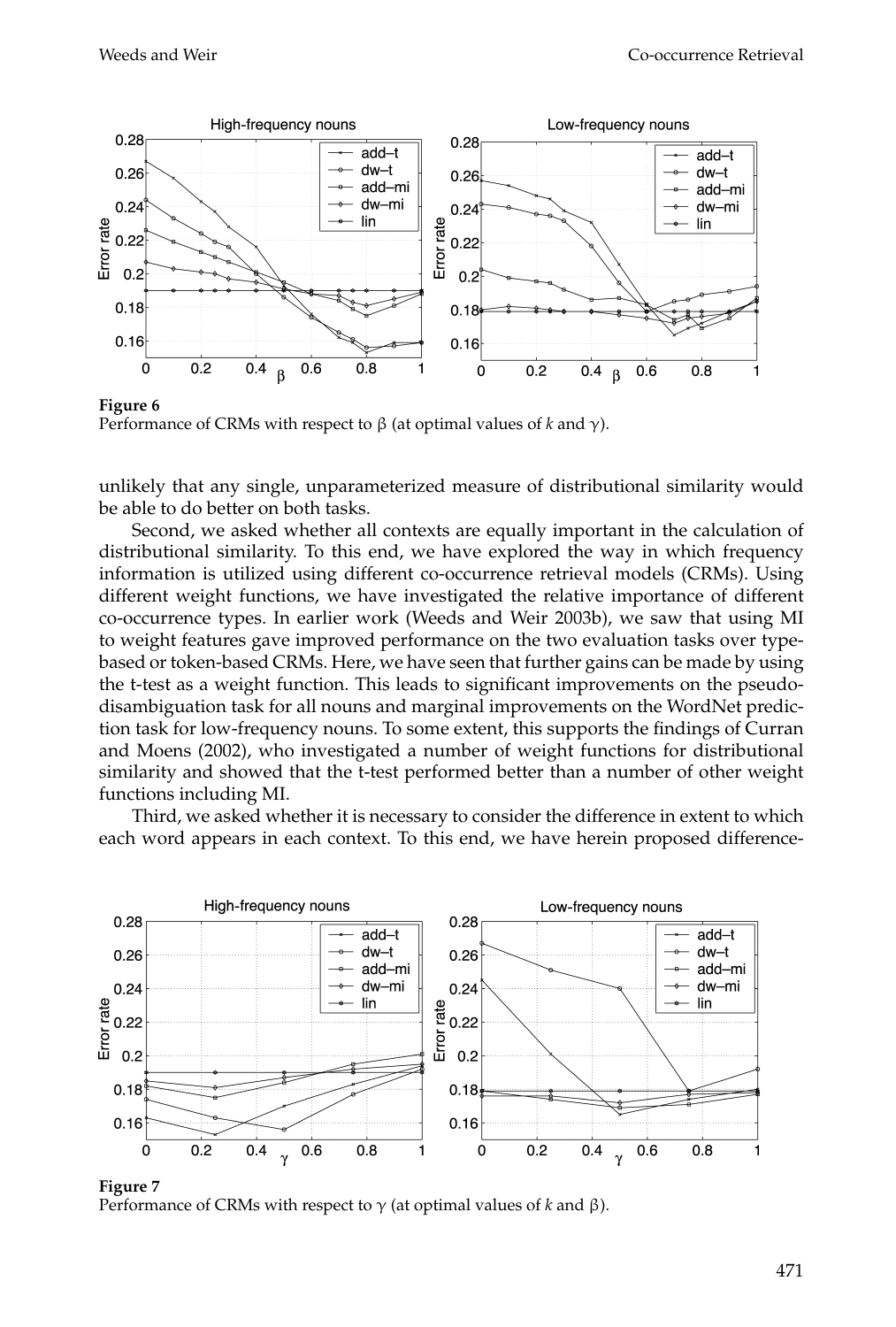**Figure 6**
Performance of CRMs with respect to β (at optimal values of $k$ and γ).

unlikely that any single, unparameterized measure of distributional similarity would be able to do better on both tasks.

Second, we asked whether all contexts are equally important in the calculation of distributional similarity. To this end, we have explored the way in which frequency information is utilized using different co-occurrence retrieval models (CRMs). Using different weight functions, we have investigated the relative importance of different co-occurrence types. In earlier work (Weeds and Weir 2003b), we saw that using MI to weight features gave improved performance on the two evaluation tasks over type-based or token-based CRMs. Here, we have seen that further gains can be made by using the t-test as a weight function. This leads to significant improvements on the pseudo-disambiguation task for all nouns and marginal improvements on the WordNet prediction task for low-frequency nouns. To some extent, this supports the findings of Curran and Moens (2002), who investigated a number of weight functions for distributional similarity and showed that the t-test performed better than a number of other weight functions including MI.

Third, we asked whether it is necessary to consider the difference in extent to which each word appears in each context. To this end, we have herein proposed difference-

**Figure 7**
Performance of CRMs with respect to γ (at optimal values of $k$ and β).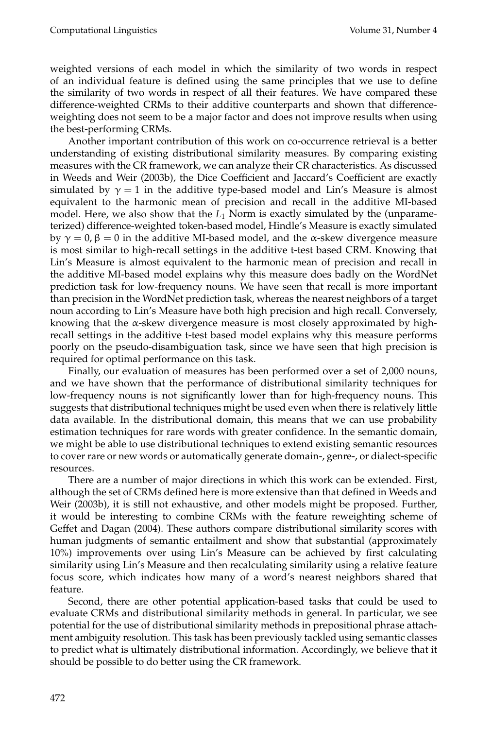weighted versions of each model in which the similarity of two words in respect of an individual feature is defined using the same principles that we use to define the similarity of two words in respect of all their features. We have compared these difference-weighted CRMs to their additive counterparts and shown that difference-weighting does not seem to be a major factor and does not improve results when using the best-performing CRMs.

Another important contribution of this work on co-occurrence retrieval is a better understanding of existing distributional similarity measures. By comparing existing measures with the CR framework, we can analyze their CR characteristics. As discussed in Weeds and Weir (2003b), the Dice Coefficient and Jaccard's Coefficient are exactly simulated by $\gamma = 1$ in the additive type-based model and Lin's Measure is almost equivalent to the harmonic mean of precision and recall in the additive MI-based model. Here, we also show that the $L_1$ Norm is exactly simulated by the (unparameterized) difference-weighted token-based model, Hindle's Measure is exactly simulated by $\gamma = 0, \beta = 0$ in the additive MI-based model, and the α-skew divergence measure is most similar to high-recall settings in the additive t-test based CRM. Knowing that Lin's Measure is almost equivalent to the harmonic mean of precision and recall in the additive MI-based model explains why this measure does badly on the WordNet prediction task for low-frequency nouns. We have seen that recall is more important than precision in the WordNet prediction task, whereas the nearest neighbors of a target noun according to Lin's Measure have both high precision and high recall. Conversely, knowing that the α-skew divergence measure is most closely approximated by high-recall settings in the additive t-test based model explains why this measure performs poorly on the pseudo-disambiguation task, since we have seen that high precision is required for optimal performance on this task.

Finally, our evaluation of measures has been performed over a set of 2,000 nouns, and we have shown that the performance of distributional similarity techniques for low-frequency nouns is not significantly lower than for high-frequency nouns. This suggests that distributional techniques might be used even when there is relatively little data available. In the distributional domain, this means that we can use probability estimation techniques for rare words with greater confidence. In the semantic domain, we might be able to use distributional techniques to extend existing semantic resources to cover rare or new words or automatically generate domain-, genre-, or dialect-specific resources.

There are a number of major directions in which this work can be extended. First, although the set of CRMs defined here is more extensive than that defined in Weeds and Weir (2003b), it is still not exhaustive, and other models might be proposed. Further, it would be interesting to combine CRMs with the feature reweighting scheme of Geffet and Dagan (2004). These authors compare distributional similarity scores with human judgments of semantic entailment and show that substantial (approximately 10%) improvements over using Lin's Measure can be achieved by first calculating similarity using Lin's Measure and then recalculating similarity using a relative feature focus score, which indicates how many of a word's nearest neighbors shared that feature.

Second, there are other potential application-based tasks that could be used to evaluate CRMs and distributional similarity methods in general. In particular, we see potential for the use of distributional similarity methods in prepositional phrase attachment ambiguity resolution. This task has been previously tackled using semantic classes to predict what is ultimately distributional information. Accordingly, we believe that it should be possible to do better using the CR framework.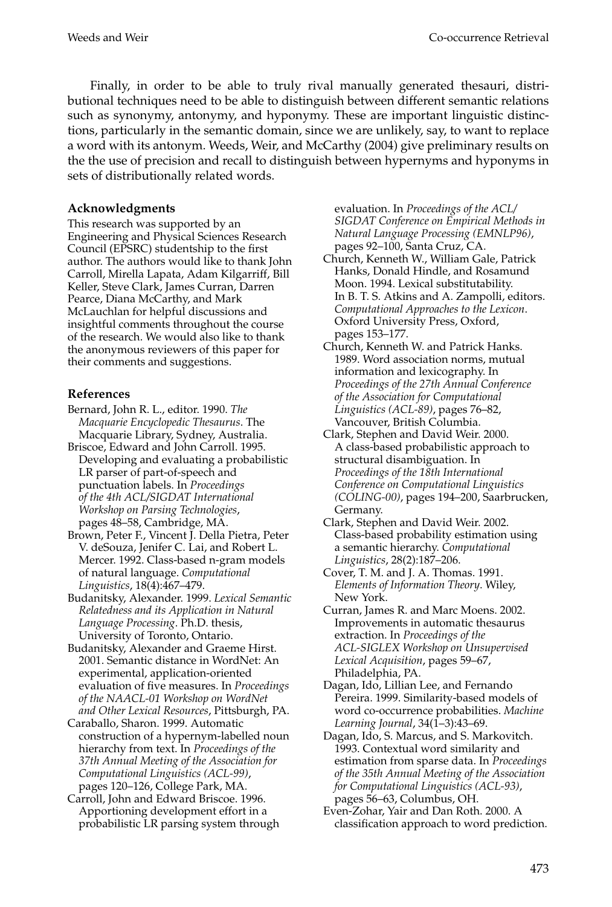Finally, in order to be able to truly rival manually generated thesauri, distributional techniques need to be able to distinguish between different semantic relations such as synonymy, antonymy, and hyponymy. These are important linguistic distinctions, particularly in the semantic domain, since we are unlikely, say, to want to replace a word with its antonym. Weeds, Weir, and McCarthy (2004) give preliminary results on the the use of precision and recall to distinguish between hypernyms and hyponyms in sets of distributionally related words.

### Acknowledgments

This research was supported by an Engineering and Physical Sciences Research Council (EPSRC) studentship to the first author. The authors would like to thank John Carroll, Mirella Lapata, Adam Kilgarriff, Bill Keller, Steve Clark, James Curran, Darren Pearce, Diana McCarthy, and Mark McLauchlan for helpful discussions and insightful comments throughout the course of the research. We would also like to thank the anonymous reviewers of this paper for their comments and suggestions.

### References

Bernard, John R. L., editor. 1990. *The Macquarie Encyclopedic Thesaurus*. The Macquarie Library, Sydney, Australia.

Briscoe, Edward and John Carroll. 1995. Developing and evaluating a probabilistic LR parser of part-of-speech and punctuation labels. In *Proceedings of the 4th ACL/SIGDAT International Workshop on Parsing Technologies*, pages 48–58, Cambridge, MA.

Brown, Peter F., Vincent J. Della Pietra, Peter V. deSouza, Jenifer C. Lai, and Robert L. Mercer. 1992. Class-based n-gram models of natural language. *Computational Linguistics*, 18(4):467–479.

Budanitsky, Alexander. 1999. *Lexical Semantic Relatedness and its Application in Natural Language Processing*. Ph.D. thesis, University of Toronto, Ontario.

Budanitsky, Alexander and Graeme Hirst. 2001. Semantic distance in WordNet: An experimental, application-oriented evaluation of five measures. In *Proceedings of the NAACL-01 Workshop on WordNet and Other Lexical Resources*, Pittsburgh, PA.

Caraballo, Sharon. 1999. Automatic construction of a hypernym-labelled noun hierarchy from text. In *Proceedings of the 37th Annual Meeting of the Association for Computational Linguistics (ACL-99)*, pages 120–126, College Park, MA.

Carroll, John and Edward Briscoe. 1996. Apportioning development effort in a probabilistic LR parsing system through evaluation. In *Proceedings of the ACL/SIGDAT Conference on Empirical Methods in Natural Language Processing (EMNLP96)*, pages 92–100, Santa Cruz, CA.

Church, Kenneth W., William Gale, Patrick Hanks, Donald Hindle, and Rosamund Moon. 1994. Lexical substitutability. In B. T. S. Atkins and A. Zampolli, editors. *Computational Approaches to the Lexicon*. Oxford University Press, Oxford, pages 153–177.

Church, Kenneth W. and Patrick Hanks. 1989. Word association norms, mutual information and lexicography. In *Proceedings of the 27th Annual Conference of the Association for Computational Linguistics (ACL-89)*, pages 76–82, Vancouver, British Columbia.

Clark, Stephen and David Weir. 2000. A class-based probabilistic approach to structural disambiguation. In *Proceedings of the 18th International Conference on Computational Linguistics (COLING-00)*, pages 194–200, Saarbrucken, Germany.

Clark, Stephen and David Weir. 2002. Class-based probability estimation using a semantic hierarchy. *Computational Linguistics*, 28(2):187–206.

Cover, T. M. and J. A. Thomas. 1991. *Elements of Information Theory*. Wiley, New York.

Curran, James R. and Marc Moens. 2002. Improvements in automatic thesaurus extraction. In *Proceedings of the ACL-SIGLEX Workshop on Unsupervised Lexical Acquisition*, pages 59–67, Philadelphia, PA.

Dagan, Ido, Lillian Lee, and Fernando Pereira. 1999. Similarity-based models of word co-occurrence probabilities. *Machine Learning Journal*, 34(1–3):43–69.

Dagan, Ido, S. Marcus, and S. Markovitch. 1993. Contextual word similarity and estimation from sparse data. In *Proceedings of the 35th Annual Meeting of the Association for Computational Linguistics (ACL-93)*, pages 56–63, Columbus, OH.

Even-Zohar, Yair and Dan Roth. 2000. A classification approach to word prediction.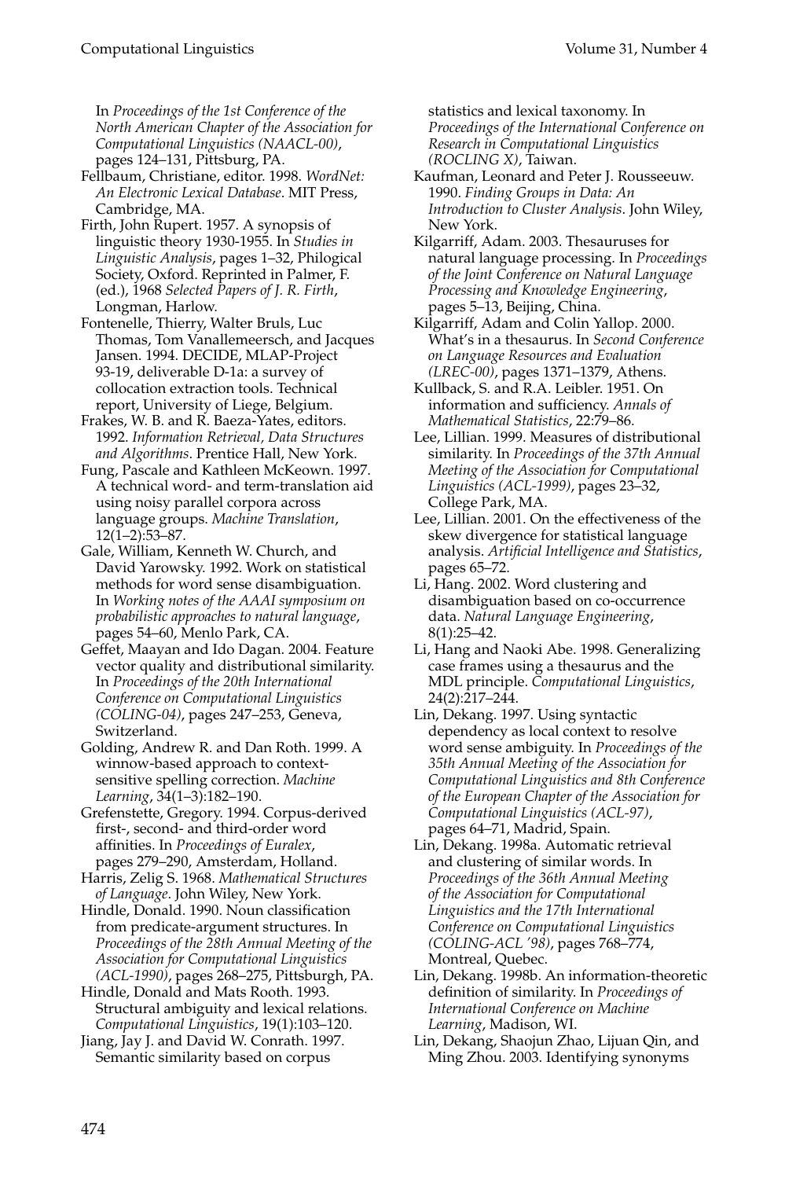In *Proceedings of the 1st Conference of the North American Chapter of the Association for Computational Linguistics (NAACL-00)*, pages 124–131, Pittsburg, PA.

Fellbaum, Christiane, editor. 1998. *WordNet: An Electronic Lexical Database*. MIT Press, Cambridge, MA.

Firth, John Rupert. 1957. A synopsis of linguistic theory 1930-1955. In *Studies in Linguistic Analysis*, pages 1–32, Philogical Society, Oxford. Reprinted in Palmer, F. (ed.), 1968 *Selected Papers of J. R. Firth*, Longman, Harlow.

Fontenelle, Thierry, Walter Bruls, Luc Thomas, Tom Vanallemeersch, and Jacques Jansen. 1994. DECIDE, MLAP-Project 93-19, deliverable D-1a: a survey of collocation extraction tools. Technical report, University of Liege, Belgium.

Frakes, W. B. and R. Baeza-Yates, editors. 1992. *Information Retrieval, Data Structures and Algorithms*. Prentice Hall, New York.

Fung, Pascale and Kathleen McKeown. 1997. A technical word- and term-translation aid using noisy parallel corpora across language groups. *Machine Translation*, 12(1–2):53–87.

Gale, William, Kenneth W. Church, and David Yarowsky. 1992. Work on statistical methods for word sense disambiguation. In *Working notes of the AAAI symposium on probabilistic approaches to natural language*, pages 54–60, Menlo Park, CA.

Geffet, Maayan and Ido Dagan. 2004. Feature vector quality and distributional similarity. In *Proceedings of the 20th International Conference on Computational Linguistics (COLING-04)*, pages 247–253, Geneva, Switzerland.

Golding, Andrew R. and Dan Roth. 1999. A winnow-based approach to context-sensitive spelling correction. *Machine Learning*, 34(1–3):182–190.

Grefenstette, Gregory. 1994. Corpus-derived first-, second- and third-order word affinities. In *Proceedings of Euralex*, pages 279–290, Amsterdam, Holland.

Harris, Zelig S. 1968. *Mathematical Structures of Language*. John Wiley, New York.

Hindle, Donald. 1990. Noun classification from predicate-argument structures. In *Proceedings of the 28th Annual Meeting of the Association for Computational Linguistics (ACL-1990)*, pages 268–275, Pittsburgh, PA.

Hindle, Donald and Mats Rooth. 1993. Structural ambiguity and lexical relations. *Computational Linguistics*, 19(1):103–120.

Jiang, Jay J. and David W. Conrath. 1997. Semantic similarity based on corpus statistics and lexical taxonomy. In *Proceedings of the International Conference on Research in Computational Linguistics (ROCLING X)*, Taiwan.

Kaufman, Leonard and Peter J. Rousseeuw. 1990. *Finding Groups in Data: An Introduction to Cluster Analysis*. John Wiley, New York.

Kilgarriff, Adam. 2003. Thesauruses for natural language processing. In *Proceedings of the Joint Conference on Natural Language Processing and Knowledge Engineering*, pages 5–13, Beijing, China.

Kilgarriff, Adam and Colin Yallop. 2000. What's in a thesaurus. In *Second Conference on Language Resources and Evaluation (LREC-00)*, pages 1371–1379, Athens.

Kullback, S. and R.A. Leibler. 1951. On information and sufficiency. *Annals of Mathematical Statistics*, 22:79–86.

Lee, Lillian. 1999. Measures of distributional similarity. In *Proceedings of the 37th Annual Meeting of the Association for Computational Linguistics (ACL-1999)*, pages 23–32, College Park, MA.

Lee, Lillian. 2001. On the effectiveness of the skew divergence for statistical language analysis. *Artificial Intelligence and Statistics*, pages 65–72.

Li, Hang. 2002. Word clustering and disambiguation based on co-occurrence data. *Natural Language Engineering*, 8(1):25–42.

Li, Hang and Naoki Abe. 1998. Generalizing case frames using a thesaurus and the MDL principle. *Computational Linguistics*, 24(2):217–244.

Lin, Dekang. 1997. Using syntactic dependency as local context to resolve word sense ambiguity. In *Proceedings of the 35th Annual Meeting of the Association for Computational Linguistics and 8th Conference of the European Chapter of the Association for Computational Linguistics (ACL-97)*, pages 64–71, Madrid, Spain.

Lin, Dekang. 1998a. Automatic retrieval and clustering of similar words. In *Proceedings of the 36th Annual Meeting of the Association for Computational Linguistics and the 17th International Conference on Computational Linguistics (COLING-ACL '98)*, pages 768–774, Montreal, Quebec.

Lin, Dekang. 1998b. An information-theoretic definition of similarity. In *Proceedings of International Conference on Machine Learning*, Madison, WI.

Lin, Dekang, Shaojun Zhao, Lijuan Qin, and Ming Zhou. 2003. Identifying synonyms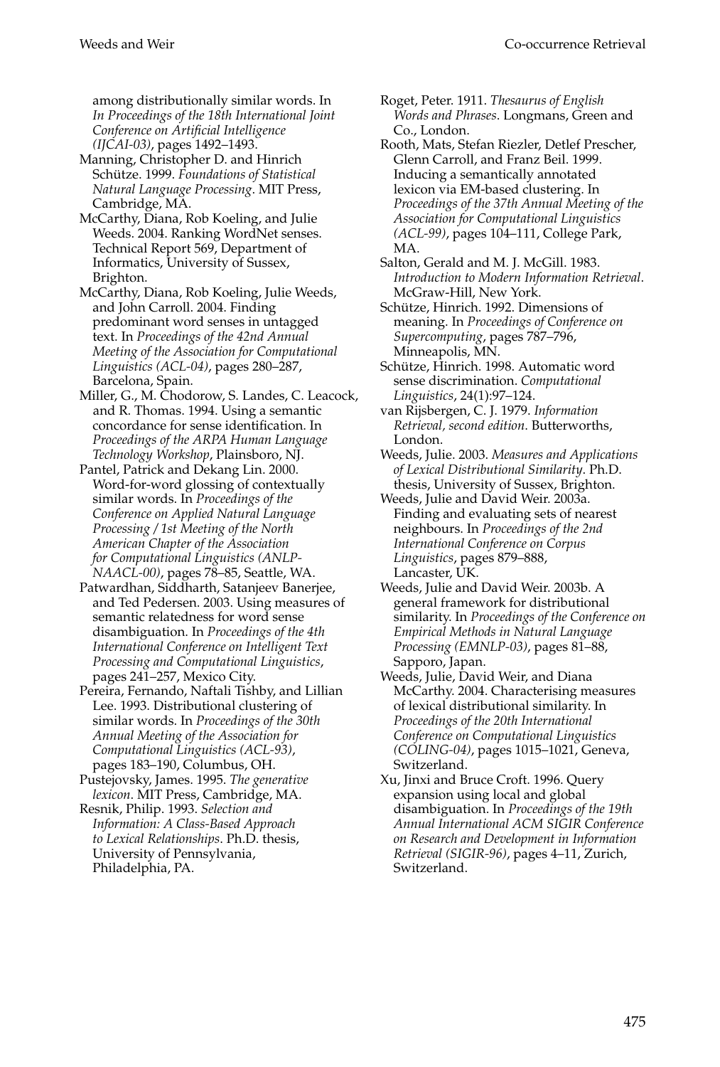among distributionally similar words. In *In Proceedings of the 18th International Joint Conference on Artificial Intelligence (IJCAI-03)*, pages 1492–1493.

Manning, Christopher D. and Hinrich Schütze. 1999. *Foundations of Statistical Natural Language Processing*. MIT Press, Cambridge, MA.

McCarthy, Diana, Rob Koeling, and Julie Weeds. 2004. Ranking WordNet senses. Technical Report 569, Department of Informatics, University of Sussex, Brighton.

McCarthy, Diana, Rob Koeling, Julie Weeds, and John Carroll. 2004. Finding predominant word senses in untagged text. In *Proceedings of the 42nd Annual Meeting of the Association for Computational Linguistics (ACL-04)*, pages 280–287, Barcelona, Spain.

Miller, G., M. Chodorow, S. Landes, C. Leacock, and R. Thomas. 1994. Using a semantic concordance for sense identification. In *Proceedings of the ARPA Human Language Technology Workshop*, Plainsboro, NJ.

Pantel, Patrick and Dekang Lin. 2000. Word-for-word glossing of contextually similar words. In *Proceedings of the Conference on Applied Natural Language Processing / 1st Meeting of the North American Chapter of the Association for Computational Linguistics (ANLP-NAACL-00)*, pages 78–85, Seattle, WA.

Patwardhan, Siddharth, Satanjeev Banerjee, and Ted Pedersen. 2003. Using measures of semantic relatedness for word sense disambiguation. In *Proceedings of the 4th International Conference on Intelligent Text Processing and Computational Linguistics*, pages 241–257, Mexico City.

Pereira, Fernando, Naftali Tishby, and Lillian Lee. 1993. Distributional clustering of similar words. In *Proceedings of the 30th Annual Meeting of the Association for Computational Linguistics (ACL-93)*, pages 183–190, Columbus, OH.

Pustejovsky, James. 1995. *The generative lexicon*. MIT Press, Cambridge, MA.

Resnik, Philip. 1993. *Selection and Information: A Class-Based Approach to Lexical Relationships*. Ph.D. thesis, University of Pennsylvania, Philadelphia, PA.

Roget, Peter. 1911. *Thesaurus of English Words and Phrases*. Longmans, Green and Co., London.

Rooth, Mats, Stefan Riezler, Detlef Prescher, Glenn Carroll, and Franz Beil. 1999. Inducing a semantically annotated lexicon via EM-based clustering. In *Proceedings of the 37th Annual Meeting of the Association for Computational Linguistics (ACL-99)*, pages 104–111, College Park, MA.

Salton, Gerald and M. J. McGill. 1983. *Introduction to Modern Information Retrieval*. McGraw-Hill, New York.

Schütze, Hinrich. 1992. Dimensions of meaning. In *Proceedings of Conference on Supercomputing*, pages 787–796, Minneapolis, MN.

Schütze, Hinrich. 1998. Automatic word sense discrimination. *Computational Linguistics*, 24(1):97–124.

van Rijsbergen, C. J. 1979. *Information Retrieval, second edition*. Butterworths, London.

Weeds, Julie. 2003. *Measures and Applications of Lexical Distributional Similarity*. Ph.D. thesis, University of Sussex, Brighton.

Weeds, Julie and David Weir. 2003a. Finding and evaluating sets of nearest neighbours. In *Proceedings of the 2nd International Conference on Corpus Linguistics*, pages 879–888, Lancaster, UK.

Weeds, Julie and David Weir. 2003b. A general framework for distributional similarity. In *Proceedings of the Conference on Empirical Methods in Natural Language Processing (EMNLP-03)*, pages 81–88, Sapporo, Japan.

Weeds, Julie, David Weir, and Diana McCarthy. 2004. Characterising measures of lexical distributional similarity. In *Proceedings of the 20th International Conference on Computational Linguistics (COLING-04)*, pages 1015–1021, Geneva, Switzerland.

Xu, Jinxi and Bruce Croft. 1996. Query expansion using local and global disambiguation. In *Proceedings of the 19th Annual International ACM SIGIR Conference on Research and Development in Information Retrieval (SIGIR-96)*, pages 4–11, Zurich, Switzerland.